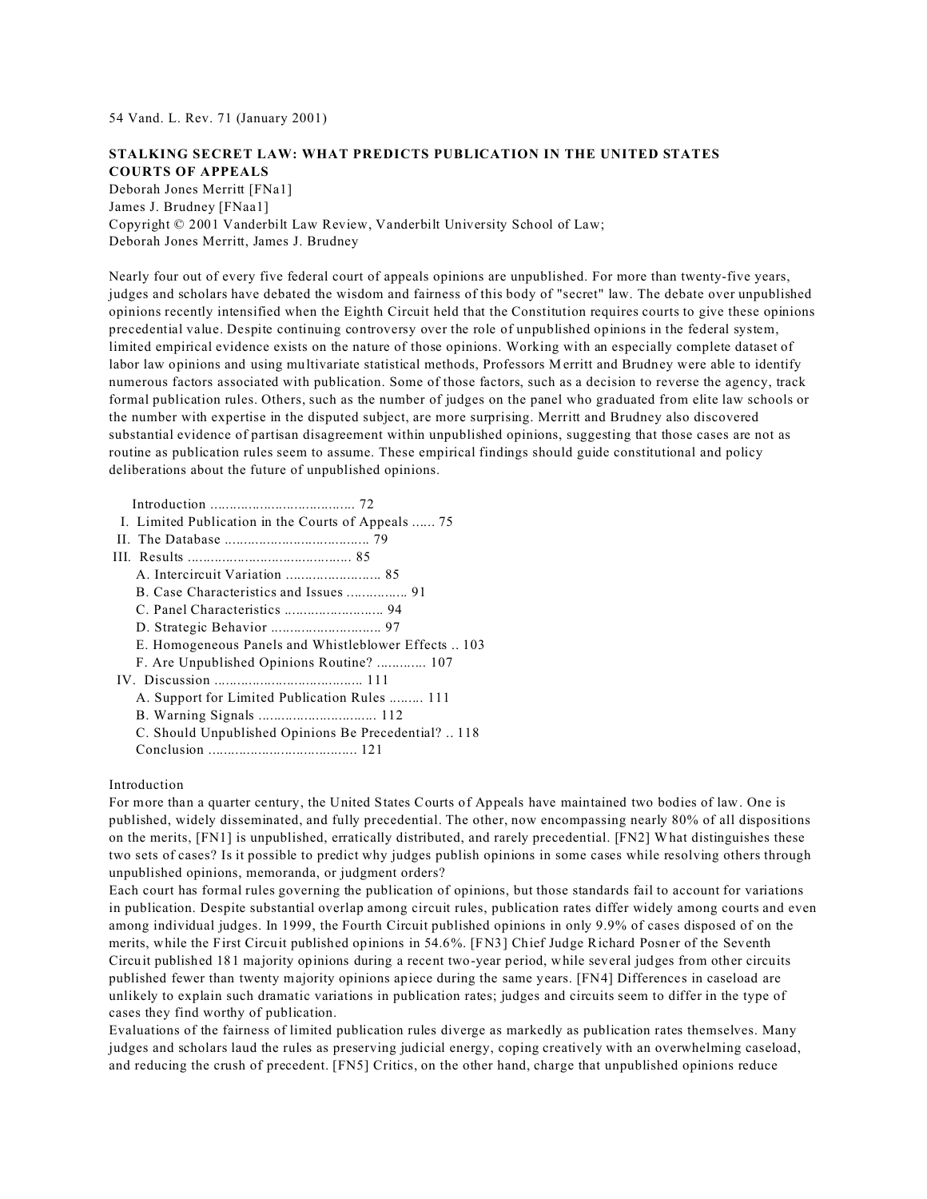54 Vand. L. Rev. 71 (January 2001)

**STALKING SECRET LAW: WHAT PREDICTS PUBLICATION IN THE UNITED STATES COURTS OF APPEALS**

Deborah Jones Merritt [FNa1]
James J. Brudney [FNaa1]
Copyright © 2001 Vanderbilt Law Review, Vanderbilt University School of Law;
Deborah Jones Merritt, James J. Brudney

Nearly four out of every five federal court of appeals opinions are unpublished. For more than twenty-five years, judges and scholars have debated the wisdom and fairness of this body of "secret" law. The debate over unpublished opinions recently intensified when the Eighth Circuit held that the Constitution requires courts to give these opinions precedential value. Despite continuing controversy over the role of unpublished opinions in the federal system, limited empirical evidence exists on the nature of those opinions. Working with an especially complete dataset of labor law opinions and using multivariate statistical methods, Professors Merritt and Brudney were able to identify numerous factors associated with publication. Some of those factors, such as a decision to reverse the agency, track formal publication rules. Others, such as the number of judges on the panel who graduated from elite law schools or the number with expertise in the disputed subject, are more surprising. Merritt and Brudney also discovered substantial evidence of partisan disagreement within unpublished opinions, suggesting that those cases are not as routine as publication rules seem to assume. These empirical findings should guide constitutional and policy deliberations about the future of unpublished opinions.

- Introduction ..................................... 72
- I. Limited Publication in the Courts of Appeals ...... 75
- II. The Database ..................................... 79
- III. Results .......................................... 85
  - A. Intercircuit Variation ......................... 85
  - B. Case Characteristics and Issues ................ 91
  - C. Panel Characteristics .......................... 94
  - D. Strategic Behavior ............................. 97
  - E. Homogeneous Panels and Whistleblower Effects .. 103
  - F. Are Unpublished Opinions Routine? ............. 107
- IV. Discussion ....................................... 111
  - A. Support for Limited Publication Rules ......... 111
  - B. Warning Signals ............................... 112
  - C. Should Unpublished Opinions Be Precedential? .. 118
  - Conclusion ....................................... 121

## Introduction

For more than a quarter century, the United States Courts of Appeals have maintained two bodies of law. One is published, widely disseminated, and fully precedential. The other, now encompassing nearly 80% of all dispositions on the merits, [FN1] is unpublished, erratically distributed, and rarely precedential. [FN2] What distinguishes these two sets of cases? Is it possible to predict why judges publish opinions in some cases while resolving others through unpublished opinions, memoranda, or judgment orders?

Each court has formal rules governing the publication of opinions, but those standards fail to account for variations in publication. Despite substantial overlap among circuit rules, publication rates differ widely among courts and even among individual judges. In 1999, the Fourth Circuit published opinions in only 9.9% of cases disposed of on the merits, while the First Circuit published opinions in 54.6%. [FN3] Chief Judge Richard Posner of the Seventh Circuit published 181 majority opinions during a recent two-year period, while several judges from other circuits published fewer than twenty majority opinions apiece during the same years. [FN4] Differences in caseload are unlikely to explain such dramatic variations in publication rates; judges and circuits seem to differ in the type of cases they find worthy of publication.

Evaluations of the fairness of limited publication rules diverge as markedly as publication rates themselves. Many judges and scholars laud the rules as preserving judicial energy, coping creatively with an overwhelming caseload, and reducing the crush of precedent. [FN5] Critics, on the other hand, charge that unpublished opinions reduce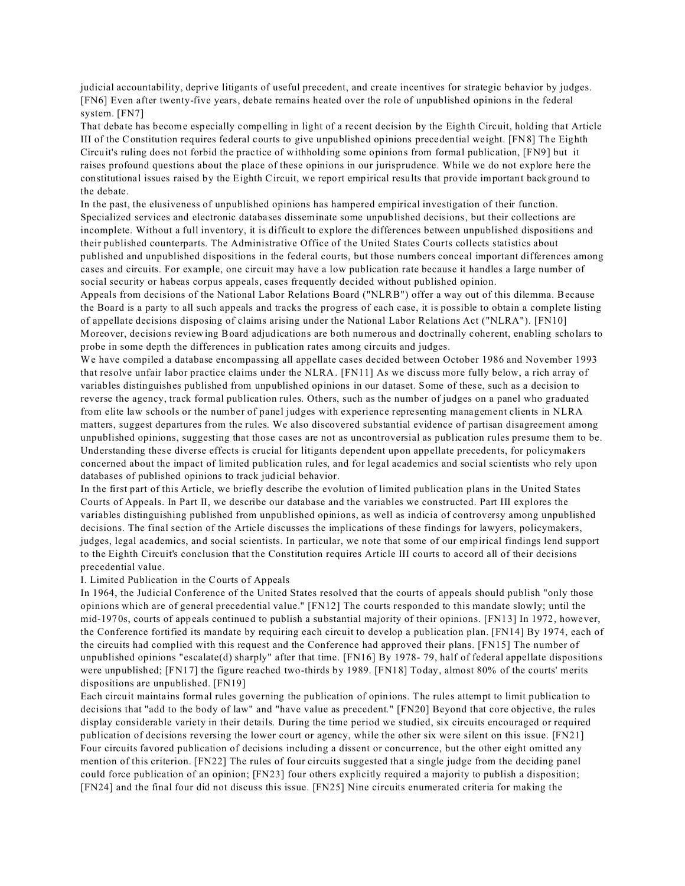judicial accountability, deprive litigants of useful precedent, and create incentives for strategic behavior by judges. [FN6] Even after twenty-five years, debate remains heated over the role of unpublished opinions in the federal system. [FN7]

That debate has become especially compelling in light of a recent decision by the Eighth Circuit, holding that Article III of the Constitution requires federal courts to give unpublished opinions precedential weight. [FN8] The Eighth Circuit's ruling does not forbid the practice of withholding some opinions from formal publication, [FN9] but it raises profound questions about the place of these opinions in our jurisprudence. While we do not explore here the constitutional issues raised by the Eighth Circuit, we report empirical results that provide important background to the debate.

In the past, the elusiveness of unpublished opinions has hampered empirical investigation of their function. Specialized services and electronic databases disseminate some unpublished decisions, but their collections are incomplete. Without a full inventory, it is difficult to explore the differences between unpublished dispositions and their published counterparts. The Administrative Office of the United States Courts collects statistics about published and unpublished dispositions in the federal courts, but those numbers conceal important differences among cases and circuits. For example, one circuit may have a low publication rate because it handles a large number of social security or habeas corpus appeals, cases frequently decided without published opinion.

Appeals from decisions of the National Labor Relations Board ("NLRB") offer a way out of this dilemma. Because the Board is a party to all such appeals and tracks the progress of each case, it is possible to obtain a complete listing of appellate decisions disposing of claims arising under the National Labor Relations Act ("NLRA"). [FN10] Moreover, decisions reviewing Board adjudications are both numerous and doctrinally coherent, enabling scholars to probe in some depth the differences in publication rates among circuits and judges.

We have compiled a database encompassing all appellate cases decided between October 1986 and November 1993 that resolve unfair labor practice claims under the NLRA. [FN11] As we discuss more fully below, a rich array of variables distinguishes published from unpublished opinions in our dataset. Some of these, such as a decision to reverse the agency, track formal publication rules. Others, such as the number of judges on a panel who graduated from elite law schools or the number of panel judges with experience representing management clients in NLRA matters, suggest departures from the rules. We also discovered substantial evidence of partisan disagreement among unpublished opinions, suggesting that those cases are not as uncontroversial as publication rules presume them to be. Understanding these diverse effects is crucial for litigants dependent upon appellate precedents, for policymakers concerned about the impact of limited publication rules, and for legal academics and social scientists who rely upon databases of published opinions to track judicial behavior.

In the first part of this Article, we briefly describe the evolution of limited publication plans in the United States Courts of Appeals. In Part II, we describe our database and the variables we constructed. Part III explores the variables distinguishing published from unpublished opinions, as well as indicia of controversy among unpublished decisions. The final section of the Article discusses the implications of these findings for lawyers, policymakers, judges, legal academics, and social scientists. In particular, we note that some of our empirical findings lend support to the Eighth Circuit's conclusion that the Constitution requires Article III courts to accord all of their decisions precedential value.

## I. Limited Publication in the Courts of Appeals

In 1964, the Judicial Conference of the United States resolved that the courts of appeals should publish "only those opinions which are of general precedential value." [FN12] The courts responded to this mandate slowly; until the mid-1970s, courts of appeals continued to publish a substantial majority of their opinions. [FN13] In 1972, however, the Conference fortified its mandate by requiring each circuit to develop a publication plan. [FN14] By 1974, each of the circuits had complied with this request and the Conference had approved their plans. [FN15] The number of unpublished opinions "escalate(d) sharply" after that time. [FN16] By 1978- 79, half of federal appellate dispositions were unpublished; [FN17] the figure reached two-thirds by 1989. [FN18] Today, almost 80% of the courts' merits dispositions are unpublished. [FN19]

Each circuit maintains formal rules governing the publication of opinions. The rules attempt to limit publication to decisions that "add to the body of law" and "have value as precedent." [FN20] Beyond that core objective, the rules display considerable variety in their details. During the time period we studied, six circuits encouraged or required publication of decisions reversing the lower court or agency, while the other six were silent on this issue. [FN21] Four circuits favored publication of decisions including a dissent or concurrence, but the other eight omitted any mention of this criterion. [FN22] The rules of four circuits suggested that a single judge from the deciding panel could force publication of an opinion; [FN23] four others explicitly required a majority to publish a disposition; [FN24] and the final four did not discuss this issue. [FN25] Nine circuits enumerated criteria for making the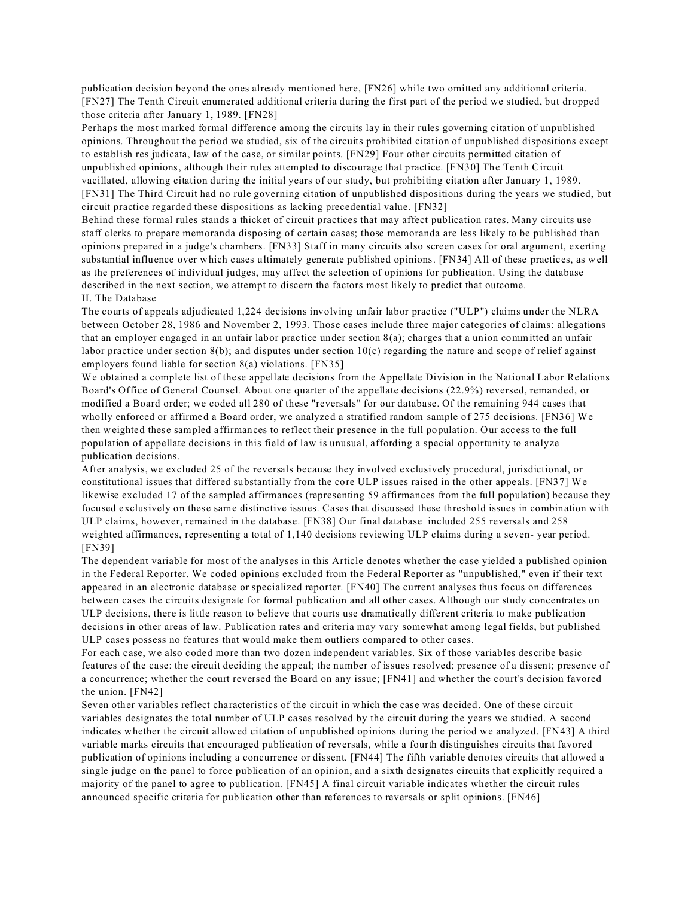publication decision beyond the ones already mentioned here, [FN26] while two omitted any additional criteria. [FN27] The Tenth Circuit enumerated additional criteria during the first part of the period we studied, but dropped those criteria after January 1, 1989. [FN28]

Perhaps the most marked formal difference among the circuits lay in their rules governing citation of unpublished opinions. Throughout the period we studied, six of the circuits prohibited citation of unpublished dispositions except to establish res judicata, law of the case, or similar points. [FN29] Four other circuits permitted citation of unpublished opinions, although their rules attempted to discourage that practice. [FN30] The Tenth Circuit vacillated, allowing citation during the initial years of our study, but prohibiting citation after January 1, 1989. [FN31] The Third Circuit had no rule governing citation of unpublished dispositions during the years we studied, but circuit practice regarded these dispositions as lacking precedential value. [FN32]

Behind these formal rules stands a thicket of circuit practices that may affect publication rates. Many circuits use staff clerks to prepare memoranda disposing of certain cases; those memoranda are less likely to be published than opinions prepared in a judge's chambers. [FN33] Staff in many circuits also screen cases for oral argument, exerting substantial influence over which cases ultimately generate published opinions. [FN34] All of these practices, as well as the preferences of individual judges, may affect the selection of opinions for publication. Using the database described in the next section, we attempt to discern the factors most likely to predict that outcome.

## II. The Database

The courts of appeals adjudicated 1,224 decisions involving unfair labor practice ("ULP") claims under the NLRA between October 28, 1986 and November 2, 1993. Those cases include three major categories of claims: allegations that an employer engaged in an unfair labor practice under section 8(a); charges that a union committed an unfair labor practice under section 8(b); and disputes under section 10(c) regarding the nature and scope of relief against employers found liable for section 8(a) violations. [FN35]

We obtained a complete list of these appellate decisions from the Appellate Division in the National Labor Relations Board's Office of General Counsel. About one quarter of the appellate decisions (22.9%) reversed, remanded, or modified a Board order; we coded all 280 of these "reversals" for our database. Of the remaining 944 cases that wholly enforced or affirmed a Board order, we analyzed a stratified random sample of 275 decisions. [FN36] We then weighted these sampled affirmances to reflect their presence in the full population. Our access to the full population of appellate decisions in this field of law is unusual, affording a special opportunity to analyze publication decisions.

After analysis, we excluded 25 of the reversals because they involved exclusively procedural, jurisdictional, or constitutional issues that differed substantially from the core ULP issues raised in the other appeals. [FN37] We likewise excluded 17 of the sampled affirmances (representing 59 affirmances from the full population) because they focused exclusively on these same distinctive issues. Cases that discussed these threshold issues in combination with ULP claims, however, remained in the database. [FN38] Our final database included 255 reversals and 258 weighted affirmances, representing a total of 1,140 decisions reviewing ULP claims during a seven- year period. [FN39]

The dependent variable for most of the analyses in this Article denotes whether the case yielded a published opinion in the Federal Reporter. We coded opinions excluded from the Federal Reporter as "unpublished," even if their text appeared in an electronic database or specialized reporter. [FN40] The current analyses thus focus on differences between cases the circuits designate for formal publication and all other cases. Although our study concentrates on ULP decisions, there is little reason to believe that courts use dramatically different criteria to make publication decisions in other areas of law. Publication rates and criteria may vary somewhat among legal fields, but published ULP cases possess no features that would make them outliers compared to other cases.

For each case, we also coded more than two dozen independent variables. Six of those variables describe basic features of the case: the circuit deciding the appeal; the number of issues resolved; presence of a dissent; presence of a concurrence; whether the court reversed the Board on any issue; [FN41] and whether the court's decision favored the union. [FN42]

Seven other variables reflect characteristics of the circuit in which the case was decided. One of these circuit variables designates the total number of ULP cases resolved by the circuit during the years we studied. A second indicates whether the circuit allowed citation of unpublished opinions during the period we analyzed. [FN43] A third variable marks circuits that encouraged publication of reversals, while a fourth distinguishes circuits that favored publication of opinions including a concurrence or dissent. [FN44] The fifth variable denotes circuits that allowed a single judge on the panel to force publication of an opinion, and a sixth designates circuits that explicitly required a majority of the panel to agree to publication. [FN45] A final circuit variable indicates whether the circuit rules announced specific criteria for publication other than references to reversals or split opinions. [FN46]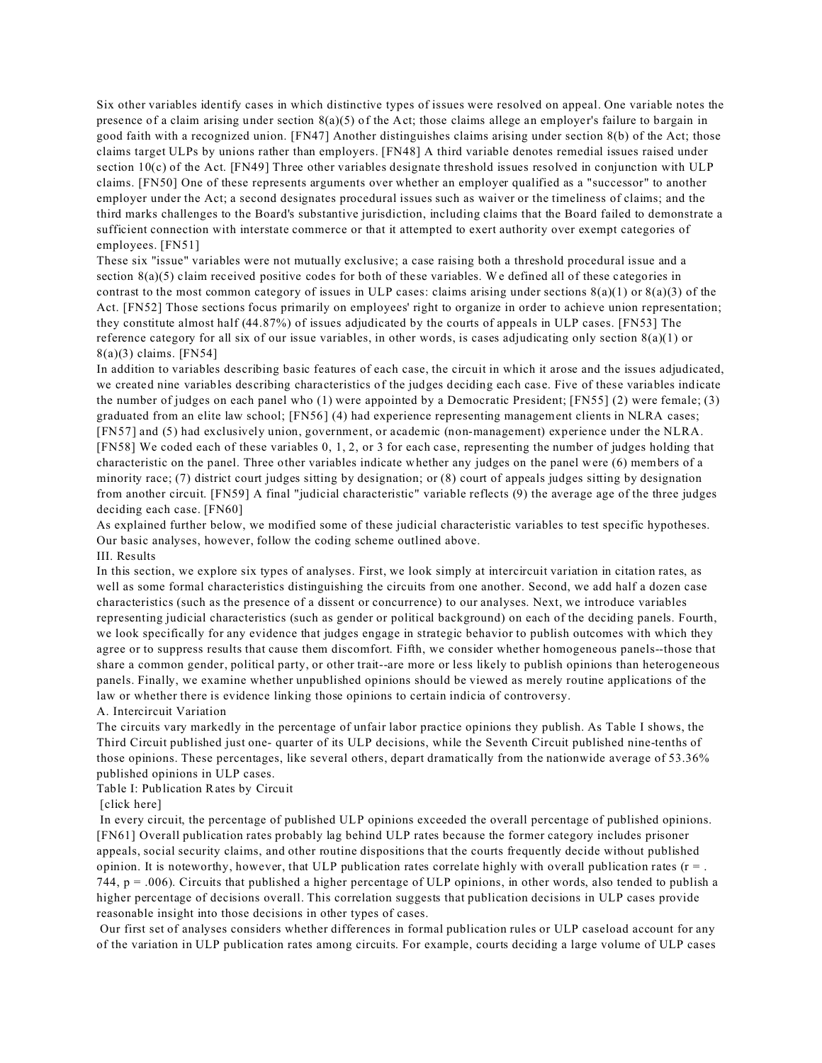Six other variables identify cases in which distinctive types of issues were resolved on appeal. One variable notes the presence of a claim arising under section 8(a)(5) of the Act; those claims allege an employer's failure to bargain in good faith with a recognized union. [FN47] Another distinguishes claims arising under section 8(b) of the Act; those claims target ULPs by unions rather than employers. [FN48] A third variable denotes remedial issues raised under section 10(c) of the Act. [FN49] Three other variables designate threshold issues resolved in conjunction with ULP claims. [FN50] One of these represents arguments over whether an employer qualified as a "successor" to another employer under the Act; a second designates procedural issues such as waiver or the timeliness of claims; and the third marks challenges to the Board's substantive jurisdiction, including claims that the Board failed to demonstrate a sufficient connection with interstate commerce or that it attempted to exert authority over exempt categories of employees. [FN51]

These six "issue" variables were not mutually exclusive; a case raising both a threshold procedural issue and a section 8(a)(5) claim received positive codes for both of these variables. We defined all of these categories in contrast to the most common category of issues in ULP cases: claims arising under sections 8(a)(1) or 8(a)(3) of the Act. [FN52] Those sections focus primarily on employees' right to organize in order to achieve union representation; they constitute almost half (44.87%) of issues adjudicated by the courts of appeals in ULP cases. [FN53] The reference category for all six of our issue variables, in other words, is cases adjudicating only section 8(a)(1) or 8(a)(3) claims. [FN54]

In addition to variables describing basic features of each case, the circuit in which it arose and the issues adjudicated, we created nine variables describing characteristics of the judges deciding each case. Five of these variables indicate the number of judges on each panel who (1) were appointed by a Democratic President; [FN55] (2) were female; (3) graduated from an elite law school; [FN56] (4) had experience representing management clients in NLRA cases; [FN57] and (5) had exclusively union, government, or academic (non-management) experience under the NLRA. [FN58] We coded each of these variables 0, 1, 2, or 3 for each case, representing the number of judges holding that characteristic on the panel. Three other variables indicate whether any judges on the panel were (6) members of a minority race; (7) district court judges sitting by designation; or (8) court of appeals judges sitting by designation from another circuit. [FN59] A final "judicial characteristic" variable reflects (9) the average age of the three judges deciding each case. [FN60]

As explained further below, we modified some of these judicial characteristic variables to test specific hypotheses. Our basic analyses, however, follow the coding scheme outlined above.

## III. Results

In this section, we explore six types of analyses. First, we look simply at intercircuit variation in citation rates, as well as some formal characteristics distinguishing the circuits from one another. Second, we add half a dozen case characteristics (such as the presence of a dissent or concurrence) to our analyses. Next, we introduce variables representing judicial characteristics (such as gender or political background) on each of the deciding panels. Fourth, we look specifically for any evidence that judges engage in strategic behavior to publish outcomes with which they agree or to suppress results that cause them discomfort. Fifth, we consider whether homogeneous panels--those that share a common gender, political party, or other trait--are more or less likely to publish opinions than heterogeneous panels. Finally, we examine whether unpublished opinions should be viewed as merely routine applications of the law or whether there is evidence linking those opinions to certain indicia of controversy.

### A. Intercircuit Variation

The circuits vary markedly in the percentage of unfair labor practice opinions they publish. As Table I shows, the Third Circuit published just one- quarter of its ULP decisions, while the Seventh Circuit published nine-tenths of those opinions. These percentages, like several others, depart dramatically from the nationwide average of 53.36% published opinions in ULP cases.

Table I: Publication Rates by Circuit

[click here]

In every circuit, the percentage of published ULP opinions exceeded the overall percentage of published opinions. [FN61] Overall publication rates probably lag behind ULP rates because the former category includes prisoner appeals, social security claims, and other routine dispositions that the courts frequently decide without published opinion. It is noteworthy, however, that ULP publication rates correlate highly with overall publication rates ($r = .744$, $p = .006$). Circuits that published a higher percentage of ULP opinions, in other words, also tended to publish a higher percentage of decisions overall. This correlation suggests that publication decisions in ULP cases provide reasonable insight into those decisions in other types of cases.

Our first set of analyses considers whether differences in formal publication rules or ULP caseload account for any of the variation in ULP publication rates among circuits. For example, courts deciding a large volume of ULP cases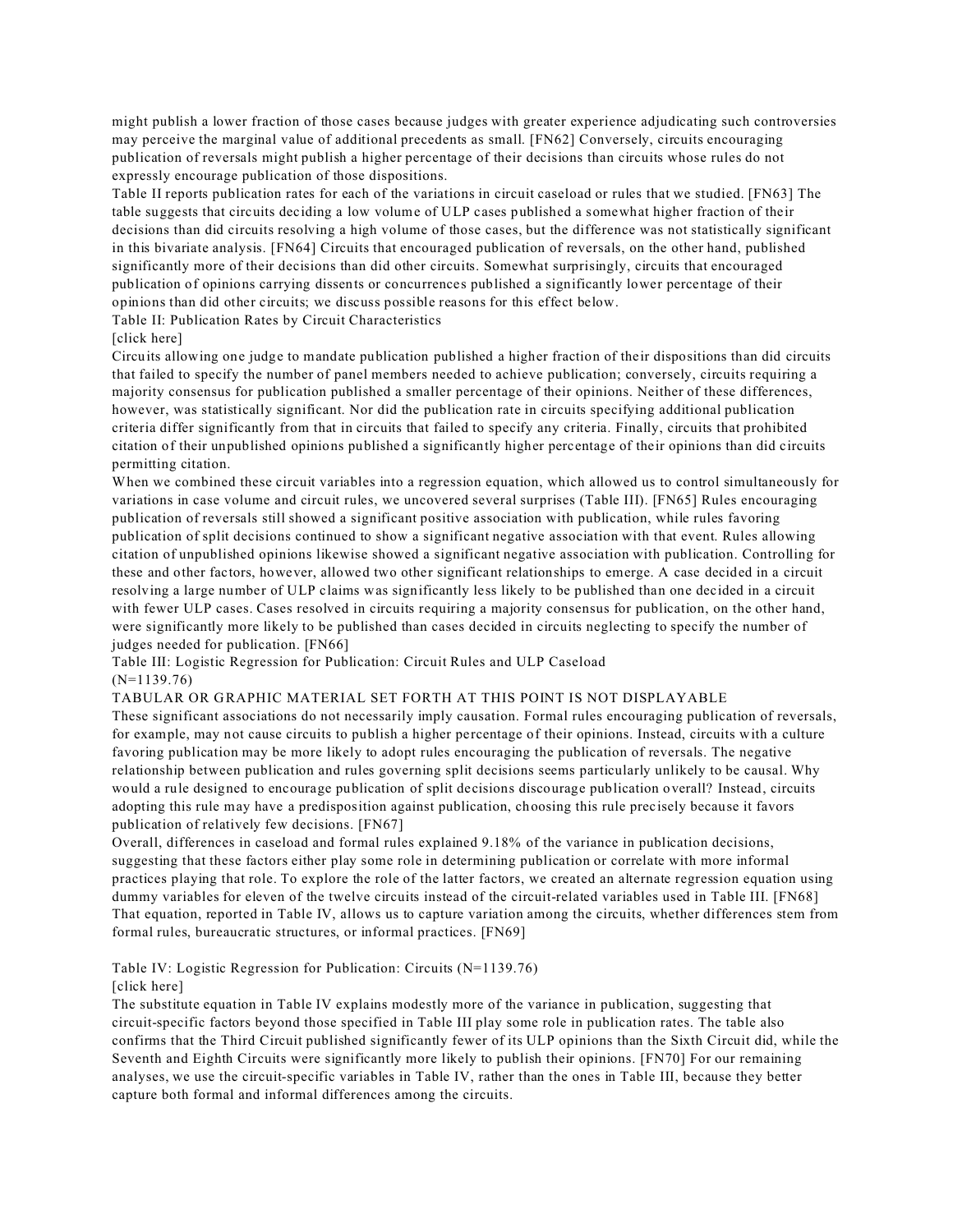might publish a lower fraction of those cases because judges with greater experience adjudicating such controversies may perceive the marginal value of additional precedents as small. [FN62] Conversely, circuits encouraging publication of reversals might publish a higher percentage of their decisions than circuits whose rules do not expressly encourage publication of those dispositions.

Table II reports publication rates for each of the variations in circuit caseload or rules that we studied. [FN63] The table suggests that circuits deciding a low volume of ULP cases published a somewhat higher fraction of their decisions than did circuits resolving a high volume of those cases, but the difference was not statistically significant in this bivariate analysis. [FN64] Circuits that encouraged publication of reversals, on the other hand, published significantly more of their decisions than did other circuits. Somewhat surprisingly, circuits that encouraged publication of opinions carrying dissents or concurrences published a significantly lower percentage of their opinions than did other circuits; we discuss possible reasons for this effect below.

Table II: Publication Rates by Circuit Characteristics

[click here]

Circuits allowing one judge to mandate publication published a higher fraction of their dispositions than did circuits that failed to specify the number of panel members needed to achieve publication; conversely, circuits requiring a majority consensus for publication published a smaller percentage of their opinions. Neither of these differences, however, was statistically significant. Nor did the publication rate in circuits specifying additional publication criteria differ significantly from that in circuits that failed to specify any criteria. Finally, circuits that prohibited citation of their unpublished opinions published a significantly higher percentage of their opinions than did circuits permitting citation.

When we combined these circuit variables into a regression equation, which allowed us to control simultaneously for variations in case volume and circuit rules, we uncovered several surprises (Table III). [FN65] Rules encouraging publication of reversals still showed a significant positive association with publication, while rules favoring publication of split decisions continued to show a significant negative association with that event. Rules allowing citation of unpublished opinions likewise showed a significant negative association with publication. Controlling for these and other factors, however, allowed two other significant relationships to emerge. A case decided in a circuit resolving a large number of ULP claims was significantly less likely to be published than one decided in a circuit with fewer ULP cases. Cases resolved in circuits requiring a majority consensus for publication, on the other hand, were significantly more likely to be published than cases decided in circuits neglecting to specify the number of judges needed for publication. [FN66]

Table III: Logistic Regression for Publication: Circuit Rules and ULP Caseload

(N=1139.76)

TABULAR OR GRAPHIC MATERIAL SET FORTH AT THIS POINT IS NOT DISPLAYABLE

These significant associations do not necessarily imply causation. Formal rules encouraging publication of reversals, for example, may not cause circuits to publish a higher percentage of their opinions. Instead, circuits with a culture favoring publication may be more likely to adopt rules encouraging the publication of reversals. The negative relationship between publication and rules governing split decisions seems particularly unlikely to be causal. Why would a rule designed to encourage publication of split decisions discourage publication overall? Instead, circuits adopting this rule may have a predisposition against publication, choosing this rule precisely because it favors publication of relatively few decisions. [FN67]

Overall, differences in caseload and formal rules explained 9.18% of the variance in publication decisions, suggesting that these factors either play some role in determining publication or correlate with more informal practices playing that role. To explore the role of the latter factors, we created an alternate regression equation using dummy variables for eleven of the twelve circuits instead of the circuit-related variables used in Table III. [FN68] That equation, reported in Table IV, allows us to capture variation among the circuits, whether differences stem from formal rules, bureaucratic structures, or informal practices. [FN69]

Table IV: Logistic Regression for Publication: Circuits (N=1139.76)

[click here]

The substitute equation in Table IV explains modestly more of the variance in publication, suggesting that circuit-specific factors beyond those specified in Table III play some role in publication rates. The table also confirms that the Third Circuit published significantly fewer of its ULP opinions than the Sixth Circuit did, while the Seventh and Eighth Circuits were significantly more likely to publish their opinions. [FN70] For our remaining analyses, we use the circuit-specific variables in Table IV, rather than the ones in Table III, because they better capture both formal and informal differences among the circuits.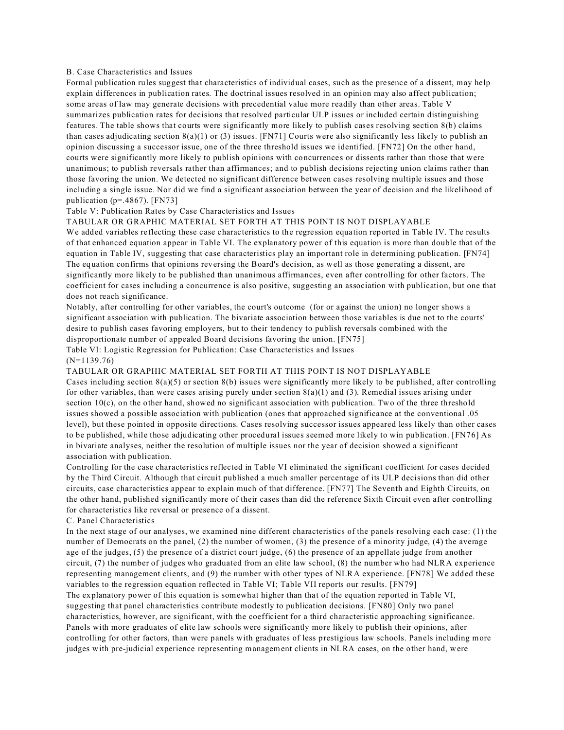### B. Case Characteristics and Issues

Formal publication rules suggest that characteristics of individual cases, such as the presence of a dissent, may help explain differences in publication rates. The doctrinal issues resolved in an opinion may also affect publication; some areas of law may generate decisions with precedential value more readily than other areas. Table V summarizes publication rates for decisions that resolved particular ULP issues or included certain distinguishing features. The table shows that courts were significantly more likely to publish cases resolving section 8(b) claims than cases adjudicating section 8(a)(1) or (3) issues. [FN71] Courts were also significantly less likely to publish an opinion discussing a successor issue, one of the three threshold issues we identified. [FN72] On the other hand, courts were significantly more likely to publish opinions with concurrences or dissents rather than those that were unanimous; to publish reversals rather than affirmances; and to publish decisions rejecting union claims rather than those favoring the union. We detected no significant difference between cases resolving multiple issues and those including a single issue. Nor did we find a significant association between the year of decision and the likelihood of publication (p=.4867). [FN73]

Table V: Publication Rates by Case Characteristics and Issues

TABULAR OR GRAPHIC MATERIAL SET FORTH AT THIS POINT IS NOT DISPLAYABLE

We added variables reflecting these case characteristics to the regression equation reported in Table IV. The results of that enhanced equation appear in Table VI. The explanatory power of this equation is more than double that of the equation in Table IV, suggesting that case characteristics play an important role in determining publication. [FN74] The equation confirms that opinions reversing the Board's decision, as well as those generating a dissent, are significantly more likely to be published than unanimous affirmances, even after controlling for other factors. The coefficient for cases including a concurrence is also positive, suggesting an association with publication, but one that does not reach significance.

Notably, after controlling for other variables, the court's outcome (for or against the union) no longer shows a significant association with publication. The bivariate association between those variables is due not to the courts' desire to publish cases favoring employers, but to their tendency to publish reversals combined with the disproportionate number of appealed Board decisions favoring the union. [FN75]

Table VI: Logistic Regression for Publication: Case Characteristics and Issues

(N=1139.76)

TABULAR OR GRAPHIC MATERIAL SET FORTH AT THIS POINT IS NOT DISPLAYABLE

Cases including section 8(a)(5) or section 8(b) issues were significantly more likely to be published, after controlling for other variables, than were cases arising purely under section 8(a)(1) and (3). Remedial issues arising under section 10(c), on the other hand, showed no significant association with publication. Two of the three threshold issues showed a possible association with publication (ones that approached significance at the conventional .05 level), but these pointed in opposite directions. Cases resolving successor issues appeared less likely than other cases to be published, while those adjudicating other procedural issues seemed more likely to win publication. [FN76] As in bivariate analyses, neither the resolution of multiple issues nor the year of decision showed a significant association with publication.

Controlling for the case characteristics reflected in Table VI eliminated the significant coefficient for cases decided by the Third Circuit. Although that circuit published a much smaller percentage of its ULP decisions than did other circuits, case characteristics appear to explain much of that difference. [FN77] The Seventh and Eighth Circuits, on the other hand, published significantly more of their cases than did the reference Sixth Circuit even after controlling for characteristics like reversal or presence of a dissent.

### C. Panel Characteristics

In the next stage of our analyses, we examined nine different characteristics of the panels resolving each case: (1) the number of Democrats on the panel, (2) the number of women, (3) the presence of a minority judge, (4) the average age of the judges, (5) the presence of a district court judge, (6) the presence of an appellate judge from another circuit, (7) the number of judges who graduated from an elite law school, (8) the number who had NLRA experience representing management clients, and (9) the number with other types of NLRA experience. [FN78] We added these variables to the regression equation reflected in Table VI; Table VII reports our results. [FN79]

The explanatory power of this equation is somewhat higher than that of the equation reported in Table VI, suggesting that panel characteristics contribute modestly to publication decisions. [FN80] Only two panel characteristics, however, are significant, with the coefficient for a third characteristic approaching significance. Panels with more graduates of elite law schools were significantly more likely to publish their opinions, after controlling for other factors, than were panels with graduates of less prestigious law schools. Panels including more judges with pre-judicial experience representing management clients in NLRA cases, on the other hand, were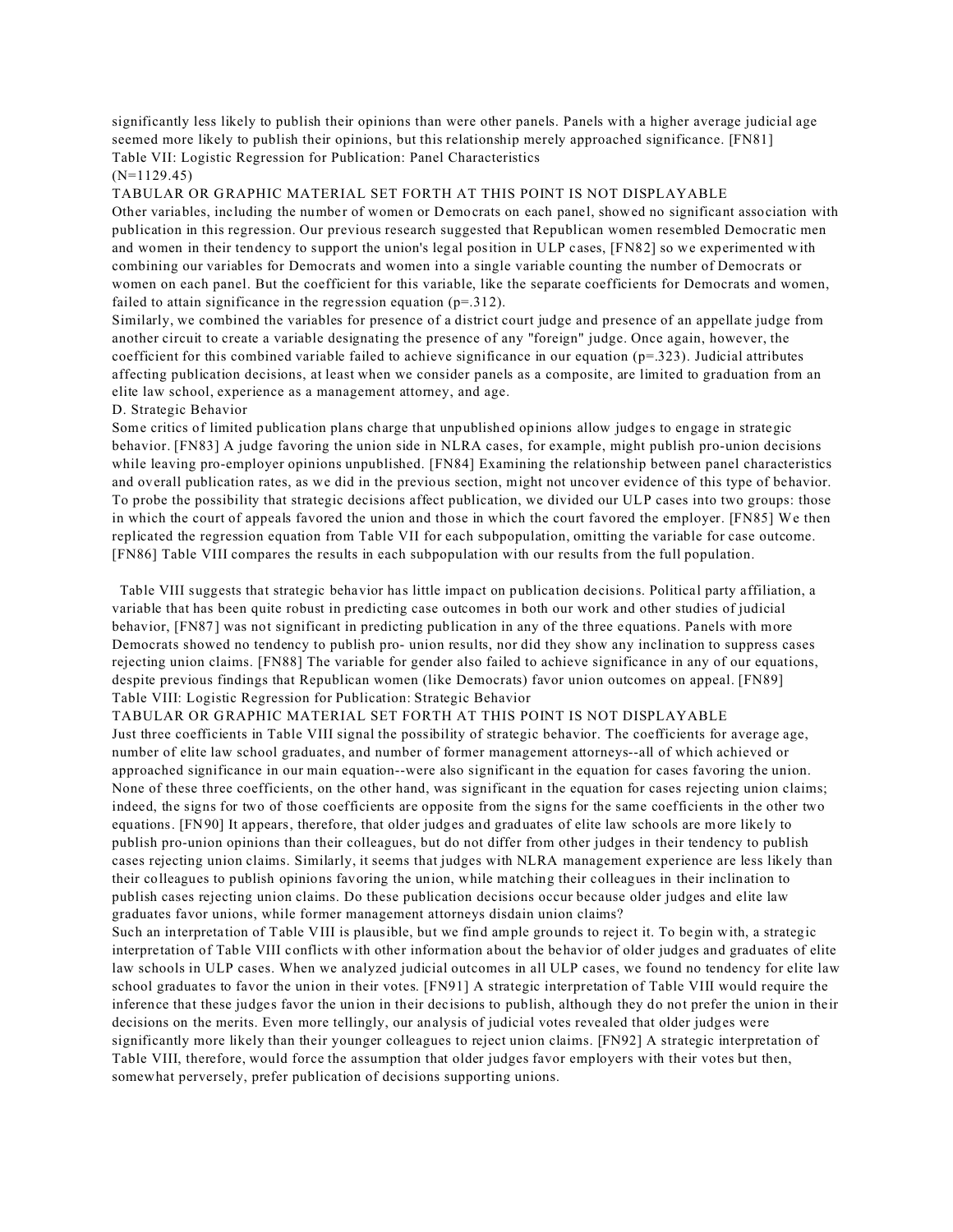significantly less likely to publish their opinions than were other panels. Panels with a higher average judicial age seemed more likely to publish their opinions, but this relationship merely approached significance. [FN81]

Table VII: Logistic Regression for Publication: Panel Characteristics

(N=1129.45)

TABULAR OR GRAPHIC MATERIAL SET FORTH AT THIS POINT IS NOT DISPLAYABLE

Other variables, including the number of women or Democrats on each panel, showed no significant association with publication in this regression. Our previous research suggested that Republican women resembled Democratic men and women in their tendency to support the union's legal position in ULP cases, [FN82] so we experimented with combining our variables for Democrats and women into a single variable counting the number of Democrats or women on each panel. But the coefficient for this variable, like the separate coefficients for Democrats and women, failed to attain significance in the regression equation (p=.312).

Similarly, we combined the variables for presence of a district court judge and presence of an appellate judge from another circuit to create a variable designating the presence of any "foreign" judge. Once again, however, the coefficient for this combined variable failed to achieve significance in our equation (p=.323). Judicial attributes affecting publication decisions, at least when we consider panels as a composite, are limited to graduation from an elite law school, experience as a management attorney, and age.

D. Strategic Behavior

Some critics of limited publication plans charge that unpublished opinions allow judges to engage in strategic behavior. [FN83] A judge favoring the union side in NLRA cases, for example, might publish pro-union decisions while leaving pro-employer opinions unpublished. [FN84] Examining the relationship between panel characteristics and overall publication rates, as we did in the previous section, might not uncover evidence of this type of behavior. To probe the possibility that strategic decisions affect publication, we divided our ULP cases into two groups: those in which the court of appeals favored the union and those in which the court favored the employer. [FN85] We then replicated the regression equation from Table VII for each subpopulation, omitting the variable for case outcome. [FN86] Table VIII compares the results in each subpopulation with our results from the full population.

Table VIII suggests that strategic behavior has little impact on publication decisions. Political party affiliation, a variable that has been quite robust in predicting case outcomes in both our work and other studies of judicial behavior, [FN87] was not significant in predicting publication in any of the three equations. Panels with more Democrats showed no tendency to publish pro- union results, nor did they show any inclination to suppress cases rejecting union claims. [FN88] The variable for gender also failed to achieve significance in any of our equations, despite previous findings that Republican women (like Democrats) favor union outcomes on appeal. [FN89]

Table VIII: Logistic Regression for Publication: Strategic Behavior

TABULAR OR GRAPHIC MATERIAL SET FORTH AT THIS POINT IS NOT DISPLAYABLE

Just three coefficients in Table VIII signal the possibility of strategic behavior. The coefficients for average age, number of elite law school graduates, and number of former management attorneys--all of which achieved or approached significance in our main equation--were also significant in the equation for cases favoring the union. None of these three coefficients, on the other hand, was significant in the equation for cases rejecting union claims; indeed, the signs for two of those coefficients are opposite from the signs for the same coefficients in the other two equations. [FN90] It appears, therefore, that older judges and graduates of elite law schools are more likely to publish pro-union opinions than their colleagues, but do not differ from other judges in their tendency to publish cases rejecting union claims. Similarly, it seems that judges with NLRA management experience are less likely than their colleagues to publish opinions favoring the union, while matching their colleagues in their inclination to publish cases rejecting union claims. Do these publication decisions occur because older judges and elite law graduates favor unions, while former management attorneys disdain union claims?

Such an interpretation of Table VIII is plausible, but we find ample grounds to reject it. To begin with, a strategic interpretation of Table VIII conflicts with other information about the behavior of older judges and graduates of elite law schools in ULP cases. When we analyzed judicial outcomes in all ULP cases, we found no tendency for elite law school graduates to favor the union in their votes. [FN91] A strategic interpretation of Table VIII would require the inference that these judges favor the union in their decisions to publish, although they do not prefer the union in their decisions on the merits. Even more tellingly, our analysis of judicial votes revealed that older judges were significantly more likely than their younger colleagues to reject union claims. [FN92] A strategic interpretation of Table VIII, therefore, would force the assumption that older judges favor employers with their votes but then, somewhat perversely, prefer publication of decisions supporting unions.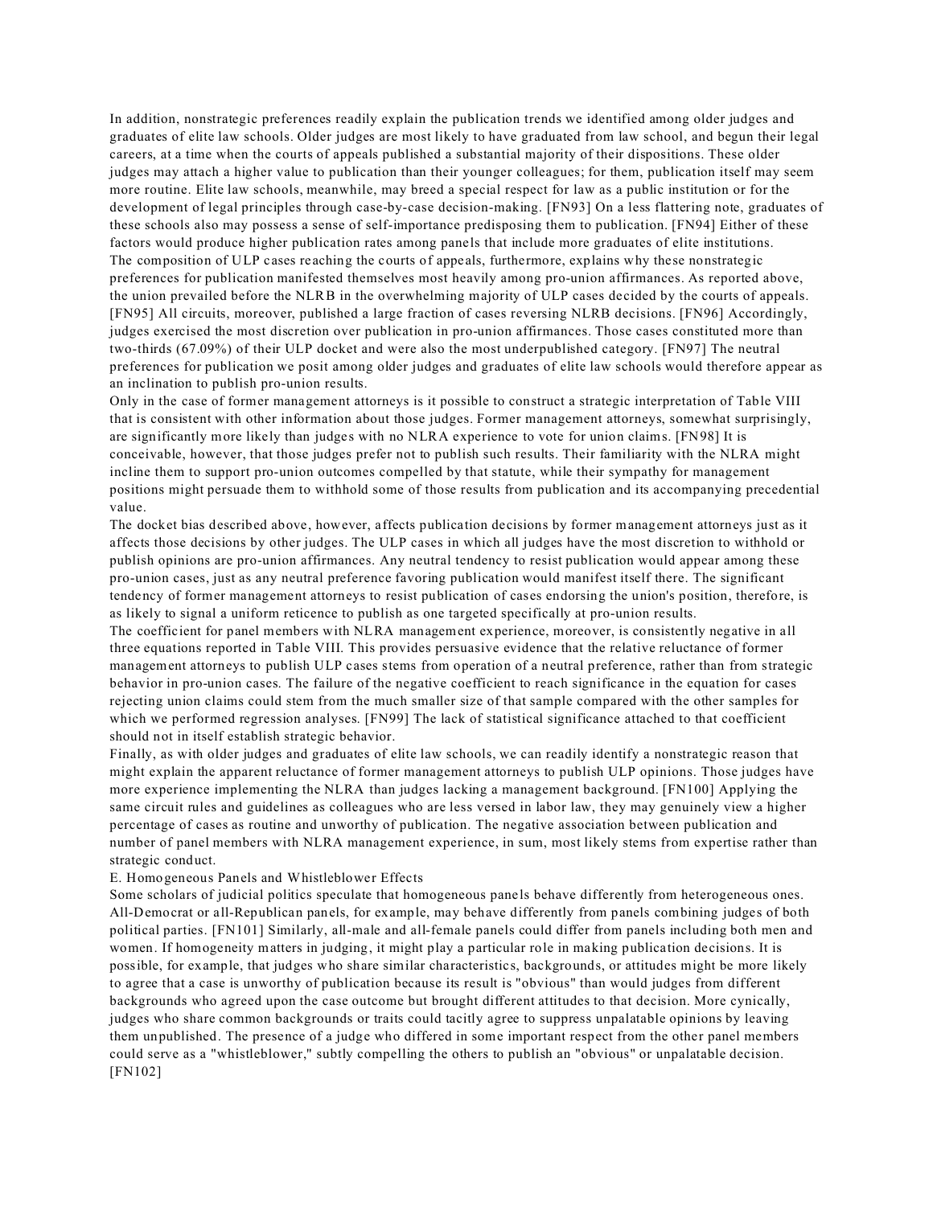In addition, nonstrategic preferences readily explain the publication trends we identified among older judges and graduates of elite law schools. Older judges are most likely to have graduated from law school, and begun their legal careers, at a time when the courts of appeals published a substantial majority of their dispositions. These older judges may attach a higher value to publication than their younger colleagues; for them, publication itself may seem more routine. Elite law schools, meanwhile, may breed a special respect for law as a public institution or for the development of legal principles through case-by-case decision-making. [FN93] On a less flattering note, graduates of these schools also may possess a sense of self-importance predisposing them to publication. [FN94] Either of these factors would produce higher publication rates among panels that include more graduates of elite institutions.

The composition of ULP cases reaching the courts of appeals, furthermore, explains why these nonstrategic preferences for publication manifested themselves most heavily among pro-union affirmances. As reported above, the union prevailed before the NLRB in the overwhelming majority of ULP cases decided by the courts of appeals. [FN95] All circuits, moreover, published a large fraction of cases reversing NLRB decisions. [FN96] Accordingly, judges exercised the most discretion over publication in pro-union affirmances. Those cases constituted more than two-thirds (67.09%) of their ULP docket and were also the most underpublished category. [FN97] The neutral preferences for publication we posit among older judges and graduates of elite law schools would therefore appear as an inclination to publish pro-union results.

Only in the case of former management attorneys is it possible to construct a strategic interpretation of Table VIII that is consistent with other information about those judges. Former management attorneys, somewhat surprisingly, are significantly more likely than judges with no NLRA experience to vote for union claims. [FN98] It is conceivable, however, that those judges prefer not to publish such results. Their familiarity with the NLRA might incline them to support pro-union outcomes compelled by that statute, while their sympathy for management positions might persuade them to withhold some of those results from publication and its accompanying precedential value.

The docket bias described above, however, affects publication decisions by former management attorneys just as it affects those decisions by other judges. The ULP cases in which all judges have the most discretion to withhold or publish opinions are pro-union affirmances. Any neutral tendency to resist publication would appear among these pro-union cases, just as any neutral preference favoring publication would manifest itself there. The significant tendency of former management attorneys to resist publication of cases endorsing the union's position, therefore, is as likely to signal a uniform reticence to publish as one targeted specifically at pro-union results.

The coefficient for panel members with NLRA management experience, moreover, is consistently negative in all three equations reported in Table VIII. This provides persuasive evidence that the relative reluctance of former management attorneys to publish ULP cases stems from operation of a neutral preference, rather than from strategic behavior in pro-union cases. The failure of the negative coefficient to reach significance in the equation for cases rejecting union claims could stem from the much smaller size of that sample compared with the other samples for which we performed regression analyses. [FN99] The lack of statistical significance attached to that coefficient should not in itself establish strategic behavior.

Finally, as with older judges and graduates of elite law schools, we can readily identify a nonstrategic reason that might explain the apparent reluctance of former management attorneys to publish ULP opinions. Those judges have more experience implementing the NLRA than judges lacking a management background. [FN100] Applying the same circuit rules and guidelines as colleagues who are less versed in labor law, they may genuinely view a higher percentage of cases as routine and unworthy of publication. The negative association between publication and number of panel members with NLRA management experience, in sum, most likely stems from expertise rather than strategic conduct.

### E. Homogeneous Panels and Whistleblower Effects

Some scholars of judicial politics speculate that homogeneous panels behave differently from heterogeneous ones. All-Democrat or all-Republican panels, for example, may behave differently from panels combining judges of both political parties. [FN101] Similarly, all-male and all-female panels could differ from panels including both men and women. If homogeneity matters in judging, it might play a particular role in making publication decisions. It is possible, for example, that judges who share similar characteristics, backgrounds, or attitudes might be more likely to agree that a case is unworthy of publication because its result is "obvious" than would judges from different backgrounds who agreed upon the case outcome but brought different attitudes to that decision. More cynically, judges who share common backgrounds or traits could tacitly agree to suppress unpalatable opinions by leaving them unpublished. The presence of a judge who differed in some important respect from the other panel members could serve as a "whistleblower," subtly compelling the others to publish an "obvious" or unpalatable decision. [FN102]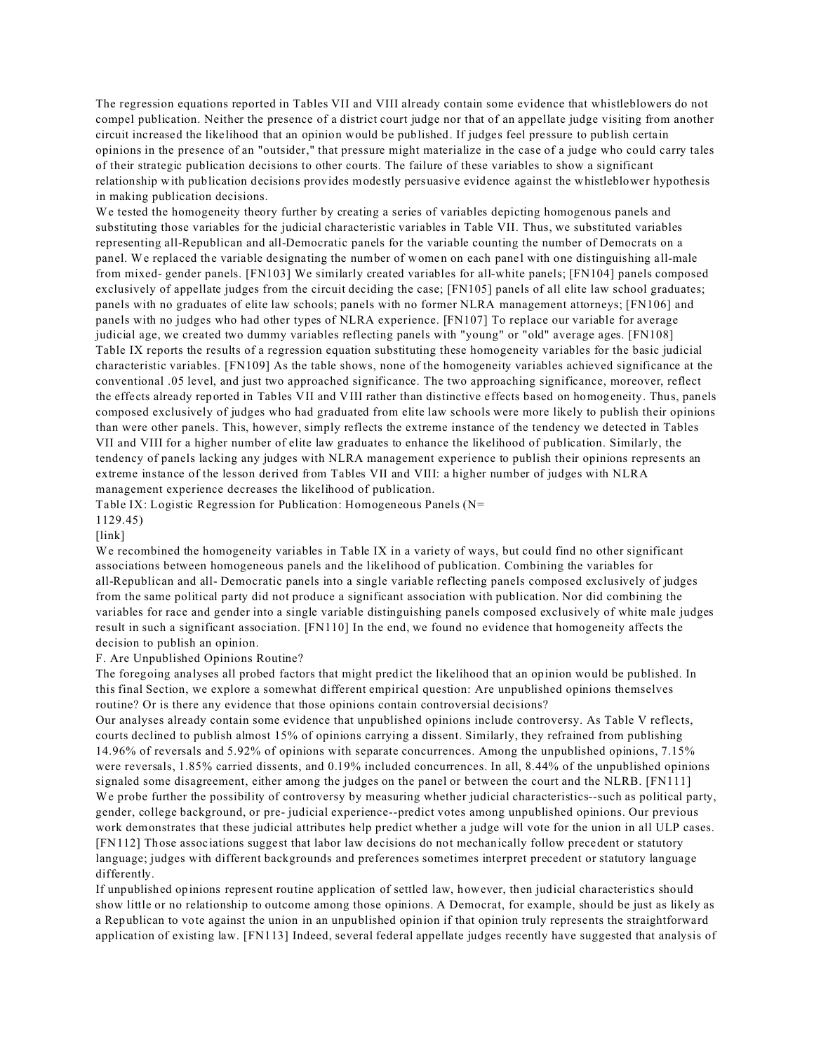The regression equations reported in Tables VII and VIII already contain some evidence that whistleblowers do not compel publication. Neither the presence of a district court judge nor that of an appellate judge visiting from another circuit increased the likelihood that an opinion would be published. If judges feel pressure to publish certain opinions in the presence of an "outsider," that pressure might materialize in the case of a judge who could carry tales of their strategic publication decisions to other courts. The failure of these variables to show a significant relationship with publication decisions provides modestly persuasive evidence against the whistleblower hypothesis in making publication decisions.

We tested the homogeneity theory further by creating a series of variables depicting homogenous panels and substituting those variables for the judicial characteristic variables in Table VII. Thus, we substituted variables representing all-Republican and all-Democratic panels for the variable counting the number of Democrats on a panel. We replaced the variable designating the number of women on each panel with one distinguishing all-male from mixed- gender panels. [FN103] We similarly created variables for all-white panels; [FN104] panels composed exclusively of appellate judges from the circuit deciding the case; [FN105] panels of all elite law school graduates; panels with no graduates of elite law schools; panels with no former NLRA management attorneys; [FN106] and panels with no judges who had other types of NLRA experience. [FN107] To replace our variable for average judicial age, we created two dummy variables reflecting panels with "young" or "old" average ages. [FN108] Table IX reports the results of a regression equation substituting these homogeneity variables for the basic judicial characteristic variables. [FN109] As the table shows, none of the homogeneity variables achieved significance at the conventional .05 level, and just two approached significance. The two approaching significance, moreover, reflect the effects already reported in Tables VII and VIII rather than distinctive effects based on homogeneity. Thus, panels composed exclusively of judges who had graduated from elite law schools were more likely to publish their opinions than were other panels. This, however, simply reflects the extreme instance of the tendency we detected in Tables VII and VIII for a higher number of elite law graduates to enhance the likelihood of publication. Similarly, the tendency of panels lacking any judges with NLRA management experience to publish their opinions represents an extreme instance of the lesson derived from Tables VII and VIII: a higher number of judges with NLRA management experience decreases the likelihood of publication.

Table IX: Logistic Regression for Publication: Homogeneous Panels (N= 1129.45)

[link]

We recombined the homogeneity variables in Table IX in a variety of ways, but could find no other significant associations between homogeneous panels and the likelihood of publication. Combining the variables for all-Republican and all- Democratic panels into a single variable reflecting panels composed exclusively of judges from the same political party did not produce a significant association with publication. Nor did combining the variables for race and gender into a single variable distinguishing panels composed exclusively of white male judges result in such a significant association. [FN110] In the end, we found no evidence that homogeneity affects the decision to publish an opinion.

## F. Are Unpublished Opinions Routine?

The foregoing analyses all probed factors that might predict the likelihood that an opinion would be published. In this final Section, we explore a somewhat different empirical question: Are unpublished opinions themselves routine? Or is there any evidence that those opinions contain controversial decisions?

Our analyses already contain some evidence that unpublished opinions include controversy. As Table V reflects, courts declined to publish almost 15% of opinions carrying a dissent. Similarly, they refrained from publishing 14.96% of reversals and 5.92% of opinions with separate concurrences. Among the unpublished opinions, 7.15% were reversals, 1.85% carried dissents, and 0.19% included concurrences. In all, 8.44% of the unpublished opinions signaled some disagreement, either among the judges on the panel or between the court and the NLRB. [FN111]

We probe further the possibility of controversy by measuring whether judicial characteristics--such as political party, gender, college background, or pre- judicial experience--predict votes among unpublished opinions. Our previous work demonstrates that these judicial attributes help predict whether a judge will vote for the union in all ULP cases. [FN112] Those associations suggest that labor law decisions do not mechanically follow precedent or statutory language; judges with different backgrounds and preferences sometimes interpret precedent or statutory language differently.

If unpublished opinions represent routine application of settled law, however, then judicial characteristics should show little or no relationship to outcome among those opinions. A Democrat, for example, should be just as likely as a Republican to vote against the union in an unpublished opinion if that opinion truly represents the straightforward application of existing law. [FN113] Indeed, several federal appellate judges recently have suggested that analysis of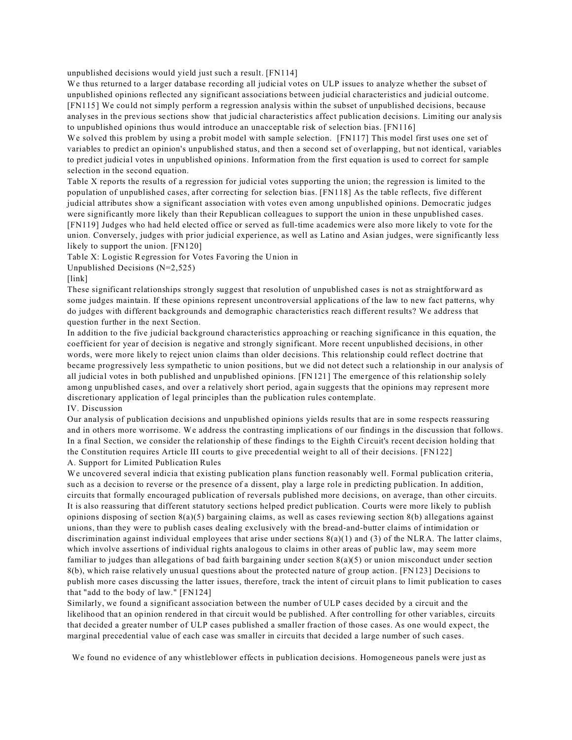unpublished decisions would yield just such a result. [FN114]

We thus returned to a larger database recording all judicial votes on ULP issues to analyze whether the subset of unpublished opinions reflected any significant associations between judicial characteristics and judicial outcome. [FN115] We could not simply perform a regression analysis within the subset of unpublished decisions, because analyses in the previous sections show that judicial characteristics affect publication decisions. Limiting our analysis to unpublished opinions thus would introduce an unacceptable risk of selection bias. [FN116]

We solved this problem by using a probit model with sample selection. [FN117] This model first uses one set of variables to predict an opinion's unpublished status, and then a second set of overlapping, but not identical, variables to predict judicial votes in unpublished opinions. Information from the first equation is used to correct for sample selection in the second equation.

Table X reports the results of a regression for judicial votes supporting the union; the regression is limited to the population of unpublished cases, after correcting for selection bias. [FN118] As the table reflects, five different judicial attributes show a significant association with votes even among unpublished opinions. Democratic judges were significantly more likely than their Republican colleagues to support the union in these unpublished cases. [FN119] Judges who had held elected office or served as full-time academics were also more likely to vote for the union. Conversely, judges with prior judicial experience, as well as Latino and Asian judges, were significantly less likely to support the union. [FN120]

Table X: Logistic Regression for Votes Favoring the Union in Unpublished Decisions (N=2,525)

[link]

These significant relationships strongly suggest that resolution of unpublished cases is not as straightforward as some judges maintain. If these opinions represent uncontroversial applications of the law to new fact patterns, why do judges with different backgrounds and demographic characteristics reach different results? We address that question further in the next Section.

In addition to the five judicial background characteristics approaching or reaching significance in this equation, the coefficient for year of decision is negative and strongly significant. More recent unpublished decisions, in other words, were more likely to reject union claims than older decisions. This relationship could reflect doctrine that became progressively less sympathetic to union positions, but we did not detect such a relationship in our analysis of all judicial votes in both published and unpublished opinions. [FN121] The emergence of this relationship solely among unpublished cases, and over a relatively short period, again suggests that the opinions may represent more discretionary application of legal principles than the publication rules contemplate.

## IV. Discussion

Our analysis of publication decisions and unpublished opinions yields results that are in some respects reassuring and in others more worrisome. We address the contrasting implications of our findings in the discussion that follows. In a final Section, we consider the relationship of these findings to the Eighth Circuit's recent decision holding that the Constitution requires Article III courts to give precedential weight to all of their decisions. [FN122]

### A. Support for Limited Publication Rules

We uncovered several indicia that existing publication plans function reasonably well. Formal publication criteria, such as a decision to reverse or the presence of a dissent, play a large role in predicting publication. In addition, circuits that formally encouraged publication of reversals published more decisions, on average, than other circuits. It is also reassuring that different statutory sections helped predict publication. Courts were more likely to publish opinions disposing of section 8(a)(5) bargaining claims, as well as cases reviewing section 8(b) allegations against unions, than they were to publish cases dealing exclusively with the bread-and-butter claims of intimidation or discrimination against individual employees that arise under sections 8(a)(1) and (3) of the NLRA. The latter claims, which involve assertions of individual rights analogous to claims in other areas of public law, may seem more familiar to judges than allegations of bad faith bargaining under section 8(a)(5) or union misconduct under section 8(b), which raise relatively unusual questions about the protected nature of group action. [FN123] Decisions to publish more cases discussing the latter issues, therefore, track the intent of circuit plans to limit publication to cases that "add to the body of law." [FN124]

Similarly, we found a significant association between the number of ULP cases decided by a circuit and the likelihood that an opinion rendered in that circuit would be published. After controlling for other variables, circuits that decided a greater number of ULP cases published a smaller fraction of those cases. As one would expect, the marginal precedential value of each case was smaller in circuits that decided a large number of such cases.

We found no evidence of any whistleblower effects in publication decisions. Homogeneous panels were just as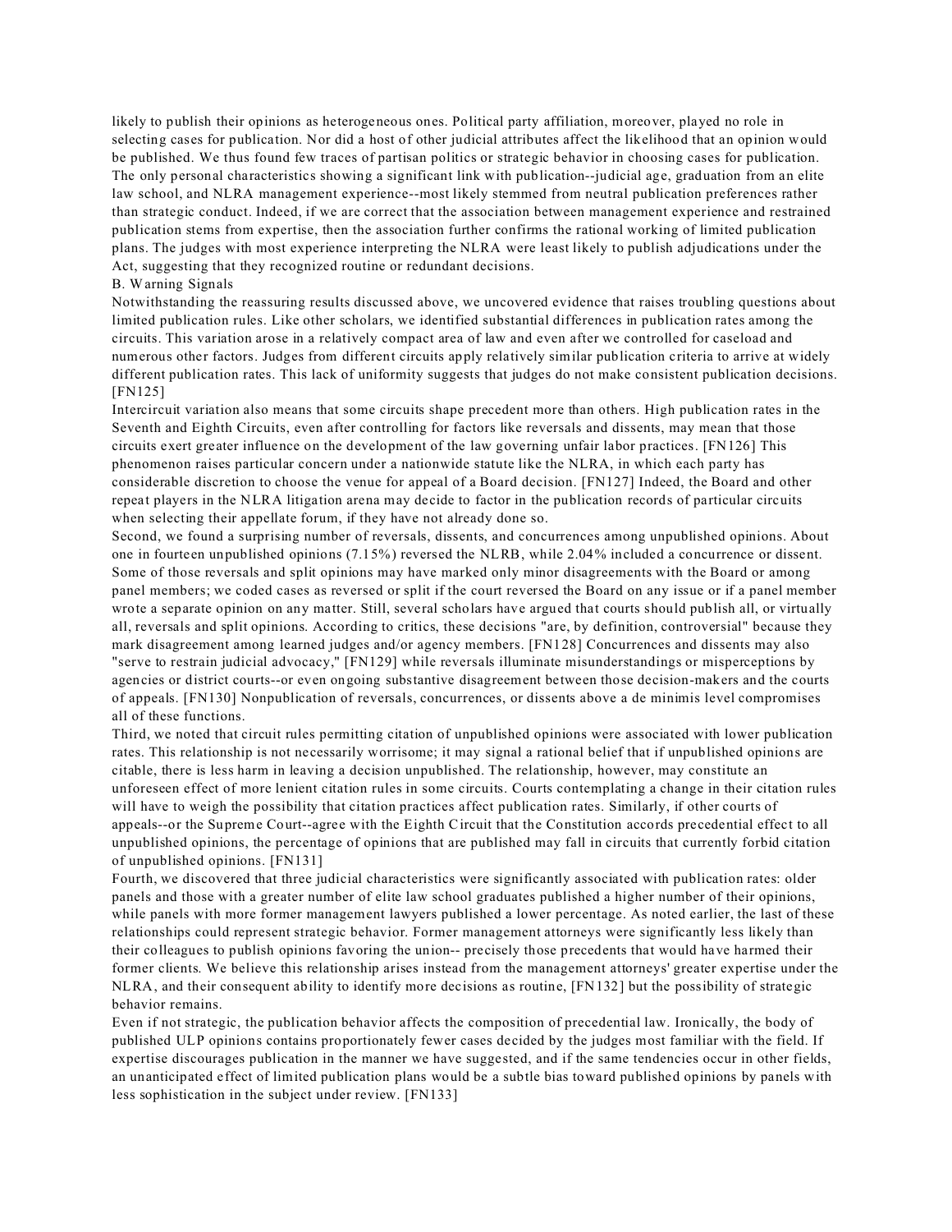likely to publish their opinions as heterogeneous ones. Political party affiliation, moreover, played no role in selecting cases for publication. Nor did a host of other judicial attributes affect the likelihood that an opinion would be published. We thus found few traces of partisan politics or strategic behavior in choosing cases for publication. The only personal characteristics showing a significant link with publication--judicial age, graduation from an elite law school, and NLRA management experience--most likely stemmed from neutral publication preferences rather than strategic conduct. Indeed, if we are correct that the association between management experience and restrained publication stems from expertise, then the association further confirms the rational working of limited publication plans. The judges with most experience interpreting the NLRA were least likely to publish adjudications under the Act, suggesting that they recognized routine or redundant decisions.

## B. Warning Signals

Notwithstanding the reassuring results discussed above, we uncovered evidence that raises troubling questions about limited publication rules. Like other scholars, we identified substantial differences in publication rates among the circuits. This variation arose in a relatively compact area of law and even after we controlled for caseload and numerous other factors. Judges from different circuits apply relatively similar publication criteria to arrive at widely different publication rates. This lack of uniformity suggests that judges do not make consistent publication decisions. [FN125]

Intercircuit variation also means that some circuits shape precedent more than others. High publication rates in the Seventh and Eighth Circuits, even after controlling for factors like reversals and dissents, may mean that those circuits exert greater influence on the development of the law governing unfair labor practices. [FN126] This phenomenon raises particular concern under a nationwide statute like the NLRA, in which each party has considerable discretion to choose the venue for appeal of a Board decision. [FN127] Indeed, the Board and other repeat players in the NLRA litigation arena may decide to factor in the publication records of particular circuits when selecting their appellate forum, if they have not already done so.

Second, we found a surprising number of reversals, dissents, and concurrences among unpublished opinions. About one in fourteen unpublished opinions (7.15%) reversed the NLRB, while 2.04% included a concurrence or dissent. Some of those reversals and split opinions may have marked only minor disagreements with the Board or among panel members; we coded cases as reversed or split if the court reversed the Board on any issue or if a panel member wrote a separate opinion on any matter. Still, several scholars have argued that courts should publish all, or virtually all, reversals and split opinions. According to critics, these decisions "are, by definition, controversial" because they mark disagreement among learned judges and/or agency members. [FN128] Concurrences and dissents may also "serve to restrain judicial advocacy," [FN129] while reversals illuminate misunderstandings or misperceptions by agencies or district courts--or even ongoing substantive disagreement between those decision-makers and the courts of appeals. [FN130] Nonpublication of reversals, concurrences, or dissents above a de minimis level compromises all of these functions.

Third, we noted that circuit rules permitting citation of unpublished opinions were associated with lower publication rates. This relationship is not necessarily worrisome; it may signal a rational belief that if unpublished opinions are citable, there is less harm in leaving a decision unpublished. The relationship, however, may constitute an unforeseen effect of more lenient citation rules in some circuits. Courts contemplating a change in their citation rules will have to weigh the possibility that citation practices affect publication rates. Similarly, if other courts of appeals--or the Supreme Court--agree with the Eighth Circuit that the Constitution accords precedential effect to all unpublished opinions, the percentage of opinions that are published may fall in circuits that currently forbid citation of unpublished opinions. [FN131]

Fourth, we discovered that three judicial characteristics were significantly associated with publication rates: older panels and those with a greater number of elite law school graduates published a higher number of their opinions, while panels with more former management lawyers published a lower percentage. As noted earlier, the last of these relationships could represent strategic behavior. Former management attorneys were significantly less likely than their colleagues to publish opinions favoring the union-- precisely those precedents that would have harmed their former clients. We believe this relationship arises instead from the management attorneys' greater expertise under the NLRA, and their consequent ability to identify more decisions as routine, [FN132] but the possibility of strategic behavior remains.

Even if not strategic, the publication behavior affects the composition of precedential law. Ironically, the body of published ULP opinions contains proportionately fewer cases decided by the judges most familiar with the field. If expertise discourages publication in the manner we have suggested, and if the same tendencies occur in other fields, an unanticipated effect of limited publication plans would be a subtle bias toward published opinions by panels with less sophistication in the subject under review. [FN133]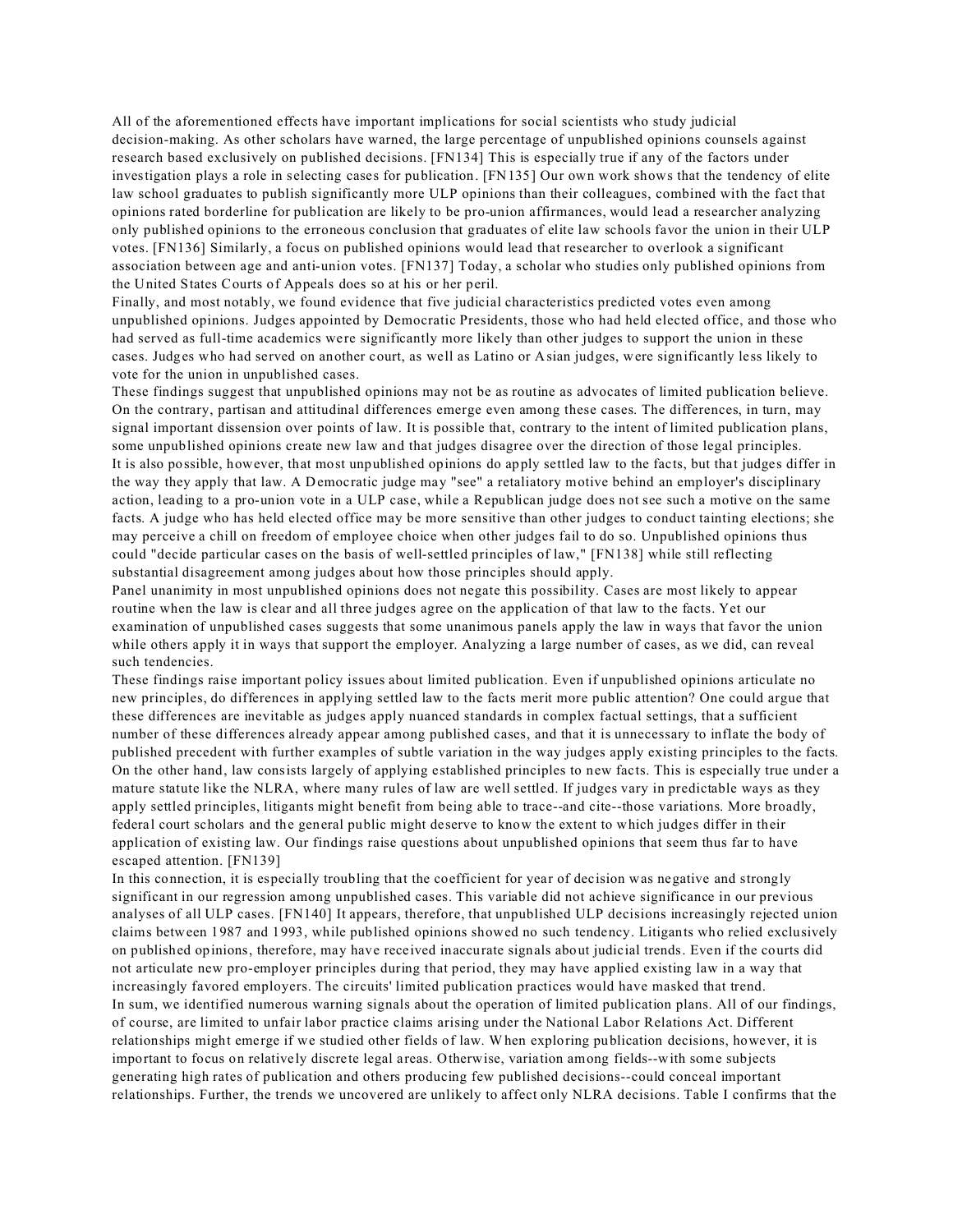All of the aforementioned effects have important implications for social scientists who study judicial decision-making. As other scholars have warned, the large percentage of unpublished opinions counsels against research based exclusively on published decisions. [FN134] This is especially true if any of the factors under investigation plays a role in selecting cases for publication. [FN135] Our own work shows that the tendency of elite law school graduates to publish significantly more ULP opinions than their colleagues, combined with the fact that opinions rated borderline for publication are likely to be pro-union affirmances, would lead a researcher analyzing only published opinions to the erroneous conclusion that graduates of elite law schools favor the union in their ULP votes. [FN136] Similarly, a focus on published opinions would lead that researcher to overlook a significant association between age and anti-union votes. [FN137] Today, a scholar who studies only published opinions from the United States Courts of Appeals does so at his or her peril.

Finally, and most notably, we found evidence that five judicial characteristics predicted votes even among unpublished opinions. Judges appointed by Democratic Presidents, those who had held elected office, and those who had served as full-time academics were significantly more likely than other judges to support the union in these cases. Judges who had served on another court, as well as Latino or Asian judges, were significantly less likely to vote for the union in unpublished cases.

These findings suggest that unpublished opinions may not be as routine as advocates of limited publication believe. On the contrary, partisan and attitudinal differences emerge even among these cases. The differences, in turn, may signal important dissension over points of law. It is possible that, contrary to the intent of limited publication plans, some unpublished opinions create new law and that judges disagree over the direction of those legal principles.

It is also possible, however, that most unpublished opinions do apply settled law to the facts, but that judges differ in the way they apply that law. A Democratic judge may "see" a retaliatory motive behind an employer's disciplinary action, leading to a pro-union vote in a ULP case, while a Republican judge does not see such a motive on the same facts. A judge who has held elected office may be more sensitive than other judges to conduct tainting elections; she may perceive a chill on freedom of employee choice when other judges fail to do so. Unpublished opinions thus could "decide particular cases on the basis of well-settled principles of law," [FN138] while still reflecting substantial disagreement among judges about how those principles should apply.

Panel unanimity in most unpublished opinions does not negate this possibility. Cases are most likely to appear routine when the law is clear and all three judges agree on the application of that law to the facts. Yet our examination of unpublished cases suggests that some unanimous panels apply the law in ways that favor the union while others apply it in ways that support the employer. Analyzing a large number of cases, as we did, can reveal such tendencies.

These findings raise important policy issues about limited publication. Even if unpublished opinions articulate no new principles, do differences in applying settled law to the facts merit more public attention? One could argue that these differences are inevitable as judges apply nuanced standards in complex factual settings, that a sufficient number of these differences already appear among published cases, and that it is unnecessary to inflate the body of published precedent with further examples of subtle variation in the way judges apply existing principles to the facts. On the other hand, law consists largely of applying established principles to new facts. This is especially true under a mature statute like the NLRA, where many rules of law are well settled. If judges vary in predictable ways as they apply settled principles, litigants might benefit from being able to trace--and cite--those variations. More broadly, federal court scholars and the general public might deserve to know the extent to which judges differ in their application of existing law. Our findings raise questions about unpublished opinions that seem thus far to have escaped attention. [FN139]

In this connection, it is especially troubling that the coefficient for year of decision was negative and strongly significant in our regression among unpublished cases. This variable did not achieve significance in our previous analyses of all ULP cases. [FN140] It appears, therefore, that unpublished ULP decisions increasingly rejected union claims between 1987 and 1993, while published opinions showed no such tendency. Litigants who relied exclusively on published opinions, therefore, may have received inaccurate signals about judicial trends. Even if the courts did not articulate new pro-employer principles during that period, they may have applied existing law in a way that increasingly favored employers. The circuits' limited publication practices would have masked that trend.

In sum, we identified numerous warning signals about the operation of limited publication plans. All of our findings, of course, are limited to unfair labor practice claims arising under the National Labor Relations Act. Different relationships might emerge if we studied other fields of law. When exploring publication decisions, however, it is important to focus on relatively discrete legal areas. Otherwise, variation among fields--with some subjects generating high rates of publication and others producing few published decisions--could conceal important relationships. Further, the trends we uncovered are unlikely to affect only NLRA decisions. Table I confirms that the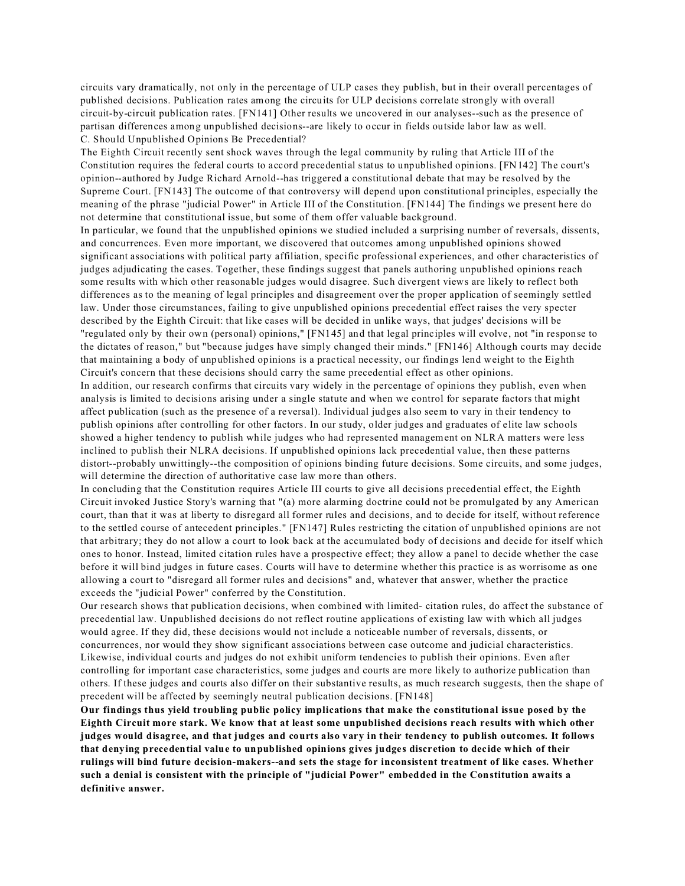circuits vary dramatically, not only in the percentage of ULP cases they publish, but in their overall percentages of published decisions. Publication rates among the circuits for ULP decisions correlate strongly with overall circuit-by-circuit publication rates. [FN141] Other results we uncovered in our analyses--such as the presence of partisan differences among unpublished decisions--are likely to occur in fields outside labor law as well.

### C. Should Unpublished Opinions Be Precedential?

The Eighth Circuit recently sent shock waves through the legal community by ruling that Article III of the Constitution requires the federal courts to accord precedential status to unpublished opinions. [FN142] The court's opinion--authored by Judge Richard Arnold--has triggered a constitutional debate that may be resolved by the Supreme Court. [FN143] The outcome of that controversy will depend upon constitutional principles, especially the meaning of the phrase "judicial Power" in Article III of the Constitution. [FN144] The findings we present here do not determine that constitutional issue, but some of them offer valuable background.

In particular, we found that the unpublished opinions we studied included a surprising number of reversals, dissents, and concurrences. Even more important, we discovered that outcomes among unpublished opinions showed significant associations with political party affiliation, specific professional experiences, and other characteristics of judges adjudicating the cases. Together, these findings suggest that panels authoring unpublished opinions reach some results with which other reasonable judges would disagree. Such divergent views are likely to reflect both differences as to the meaning of legal principles and disagreement over the proper application of seemingly settled law. Under those circumstances, failing to give unpublished opinions precedential effect raises the very specter described by the Eighth Circuit: that like cases will be decided in unlike ways, that judges' decisions will be "regulated only by their own (personal) opinions," [FN145] and that legal principles will evolve, not "in response to the dictates of reason," but "because judges have simply changed their minds." [FN146] Although courts may decide that maintaining a body of unpublished opinions is a practical necessity, our findings lend weight to the Eighth Circuit's concern that these decisions should carry the same precedential effect as other opinions.

In addition, our research confirms that circuits vary widely in the percentage of opinions they publish, even when analysis is limited to decisions arising under a single statute and when we control for separate factors that might affect publication (such as the presence of a reversal). Individual judges also seem to vary in their tendency to publish opinions after controlling for other factors. In our study, older judges and graduates of elite law schools showed a higher tendency to publish while judges who had represented management on NLRA matters were less inclined to publish their NLRA decisions. If unpublished opinions lack precedential value, then these patterns distort--probably unwittingly--the composition of opinions binding future decisions. Some circuits, and some judges, will determine the direction of authoritative case law more than others.

In concluding that the Constitution requires Article III courts to give all decisions precedential effect, the Eighth Circuit invoked Justice Story's warning that "(a) more alarming doctrine could not be promulgated by any American court, than that it was at liberty to disregard all former rules and decisions, and to decide for itself, without reference to the settled course of antecedent principles." [FN147] Rules restricting the citation of unpublished opinions are not that arbitrary; they do not allow a court to look back at the accumulated body of decisions and decide for itself which ones to honor. Instead, limited citation rules have a prospective effect; they allow a panel to decide whether the case before it will bind judges in future cases. Courts will have to determine whether this practice is as worrisome as one allowing a court to "disregard all former rules and decisions" and, whatever that answer, whether the practice exceeds the "judicial Power" conferred by the Constitution.

Our research shows that publication decisions, when combined with limited- citation rules, do affect the substance of precedential law. Unpublished decisions do not reflect routine applications of existing law with which all judges would agree. If they did, these decisions would not include a noticeable number of reversals, dissents, or concurrences, nor would they show significant associations between case outcome and judicial characteristics. Likewise, individual courts and judges do not exhibit uniform tendencies to publish their opinions. Even after controlling for important case characteristics, some judges and courts are more likely to authorize publication than others. If these judges and courts also differ on their substantive results, as much research suggests, then the shape of precedent will be affected by seemingly neutral publication decisions. [FN148]

**Our findings thus yield troubling public policy implications that make the constitutional issue posed by the Eighth Circuit more stark. We know that at least some unpublished decisions reach results with which other judges would disagree, and that judges and courts also vary in their tendency to publish outcomes. It follows that denying precedential value to unpublished opinions gives judges discretion to decide which of their rulings will bind future decision-makers--and sets the stage for inconsistent treatment of like cases. Whether such a denial is consistent with the principle of "judicial Power" embedded in the Constitution awaits a definitive answer.**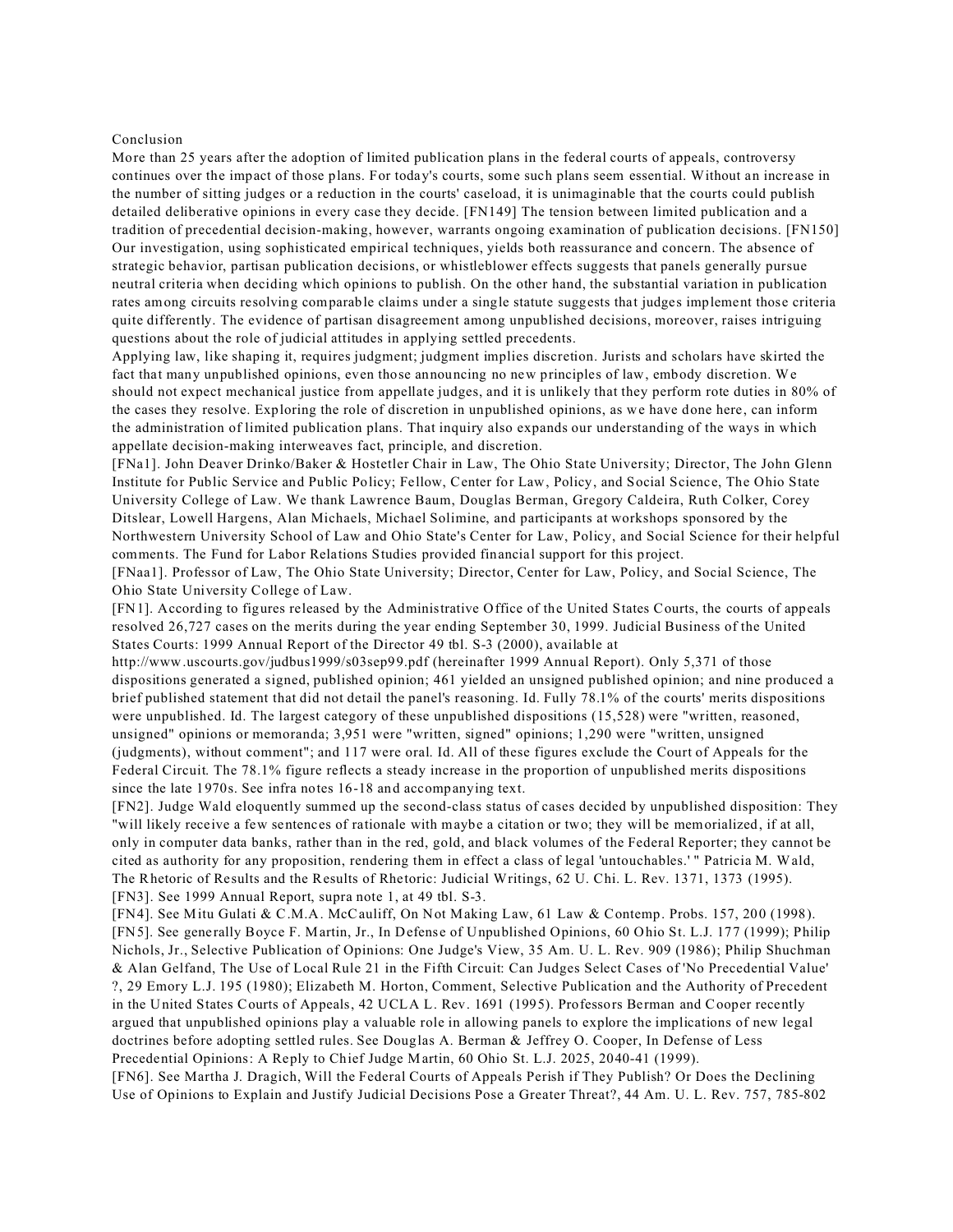## Conclusion

More than 25 years after the adoption of limited publication plans in the federal courts of appeals, controversy continues over the impact of those plans. For today's courts, some such plans seem essential. Without an increase in the number of sitting judges or a reduction in the courts' caseload, it is unimaginable that the courts could publish detailed deliberative opinions in every case they decide. [FN149] The tension between limited publication and a tradition of precedential decision-making, however, warrants ongoing examination of publication decisions. [FN150] Our investigation, using sophisticated empirical techniques, yields both reassurance and concern. The absence of strategic behavior, partisan publication decisions, or whistleblower effects suggests that panels generally pursue neutral criteria when deciding which opinions to publish. On the other hand, the substantial variation in publication rates among circuits resolving comparable claims under a single statute suggests that judges implement those criteria quite differently. The evidence of partisan disagreement among unpublished decisions, moreover, raises intriguing questions about the role of judicial attitudes in applying settled precedents.

Applying law, like shaping it, requires judgment; judgment implies discretion. Jurists and scholars have skirted the fact that many unpublished opinions, even those announcing no new principles of law, embody discretion. We should not expect mechanical justice from appellate judges, and it is unlikely that they perform rote duties in 80% of the cases they resolve. Exploring the role of discretion in unpublished opinions, as we have done here, can inform the administration of limited publication plans. That inquiry also expands our understanding of the ways in which appellate decision-making interweaves fact, principle, and discretion.

[FNa1]. John Deaver Drinko/Baker & Hostetler Chair in Law, The Ohio State University; Director, The John Glenn Institute for Public Service and Public Policy; Fellow, Center for Law, Policy, and Social Science, The Ohio State University College of Law. We thank Lawrence Baum, Douglas Berman, Gregory Caldeira, Ruth Colker, Corey Ditslear, Lowell Hargens, Alan Michaels, Michael Solimine, and participants at workshops sponsored by the Northwestern University School of Law and Ohio State's Center for Law, Policy, and Social Science for their helpful comments. The Fund for Labor Relations Studies provided financial support for this project.

[FNaa1]. Professor of Law, The Ohio State University; Director, Center for Law, Policy, and Social Science, The Ohio State University College of Law.

[FN1]. According to figures released by the Administrative Office of the United States Courts, the courts of appeals resolved 26,727 cases on the merits during the year ending September 30, 1999. Judicial Business of the United States Courts: 1999 Annual Report of the Director 49 tbl. S-3 (2000), available at http://www.uscourts.gov/judbus1999/s03sep99.pdf (hereinafter 1999 Annual Report). Only 5,371 of those dispositions generated a signed, published opinion; 461 yielded an unsigned published opinion; and nine produced a brief published statement that did not detail the panel's reasoning. Id. Fully 78.1% of the courts' merits dispositions were unpublished. Id. The largest category of these unpublished dispositions (15,528) were "written, reasoned, unsigned" opinions or memoranda; 3,951 were "written, signed" opinions; 1,290 were "written, unsigned (judgments), without comment"; and 117 were oral. Id. All of these figures exclude the Court of Appeals for the Federal Circuit. The 78.1% figure reflects a steady increase in the proportion of unpublished merits dispositions since the late 1970s. See infra notes 16-18 and accompanying text.

[FN2]. Judge Wald eloquently summed up the second-class status of cases decided by unpublished disposition: They "will likely receive a few sentences of rationale with maybe a citation or two; they will be memorialized, if at all, only in computer data banks, rather than in the red, gold, and black volumes of the Federal Reporter; they cannot be cited as authority for any proposition, rendering them in effect a class of legal 'untouchables.' " Patricia M. Wald, The Rhetoric of Results and the Results of Rhetoric: Judicial Writings, 62 U. Chi. L. Rev. 1371, 1373 (1995).

[FN3]. See 1999 Annual Report, supra note 1, at 49 tbl. S-3.

[FN4]. See Mitu Gulati & C.M.A. McCauliff, On Not Making Law, 61 Law & Contemp. Probs. 157, 200 (1998).

[FN5]. See generally Boyce F. Martin, Jr., In Defense of Unpublished Opinions, 60 Ohio St. L.J. 177 (1999); Philip Nichols, Jr., Selective Publication of Opinions: One Judge's View, 35 Am. U. L. Rev. 909 (1986); Philip Shuchman & Alan Gelfand, The Use of Local Rule 21 in the Fifth Circuit: Can Judges Select Cases of 'No Precedential Value' ?, 29 Emory L.J. 195 (1980); Elizabeth M. Horton, Comment, Selective Publication and the Authority of Precedent in the United States Courts of Appeals, 42 UCLA L. Rev. 1691 (1995). Professors Berman and Cooper recently argued that unpublished opinions play a valuable role in allowing panels to explore the implications of new legal doctrines before adopting settled rules. See Douglas A. Berman & Jeffrey O. Cooper, In Defense of Less Precedential Opinions: A Reply to Chief Judge Martin, 60 Ohio St. L.J. 2025, 2040-41 (1999).

[FN6]. See Martha J. Dragich, Will the Federal Courts of Appeals Perish if They Publish? Or Does the Declining Use of Opinions to Explain and Justify Judicial Decisions Pose a Greater Threat?, 44 Am. U. L. Rev. 757, 785-802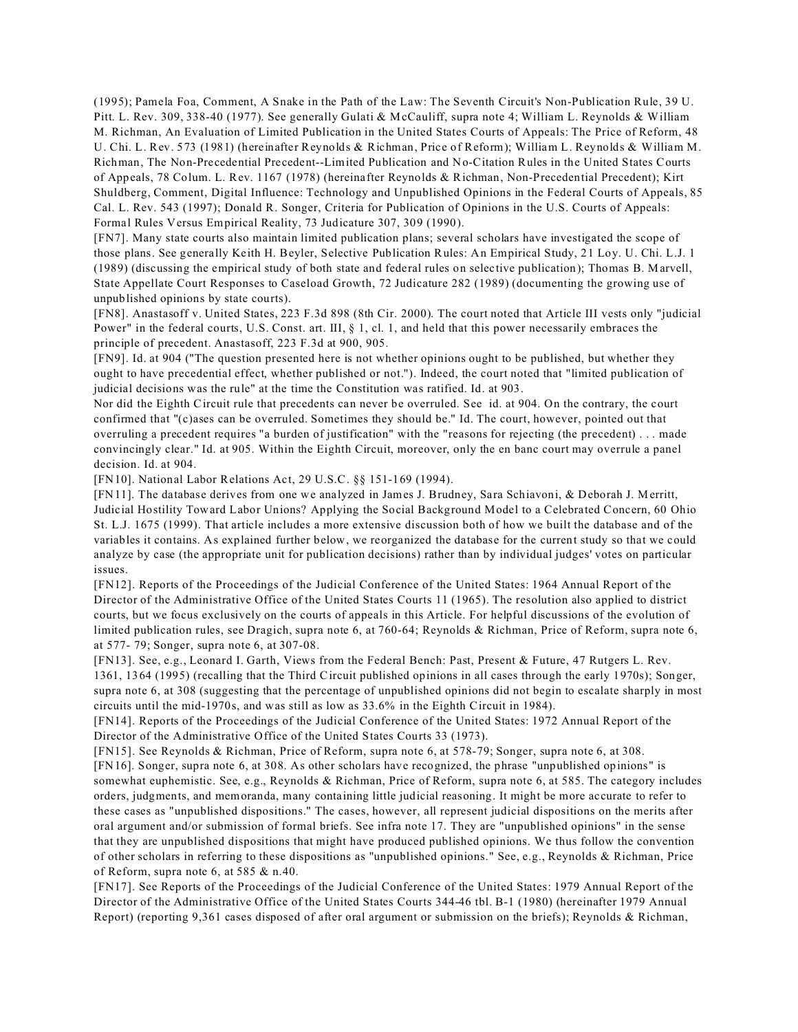(1995); Pamela Foa, Comment, A Snake in the Path of the Law: The Seventh Circuit's Non-Publication Rule, 39 U. Pitt. L. Rev. 309, 338-40 (1977). See generally Gulati & McCauliff, supra note 4; William L. Reynolds & William M. Richman, An Evaluation of Limited Publication in the United States Courts of Appeals: The Price of Reform, 48 U. Chi. L. Rev. 573 (1981) (hereinafter Reynolds & Richman, Price of Reform); William L. Reynolds & William M. Richman, The Non-Precedential Precedent--Limited Publication and No-Citation Rules in the United States Courts of Appeals, 78 Colum. L. Rev. 1167 (1978) (hereinafter Reynolds & Richman, Non-Precedential Precedent); Kirt Shuldberg, Comment, Digital Influence: Technology and Unpublished Opinions in the Federal Courts of Appeals, 85 Cal. L. Rev. 543 (1997); Donald R. Songer, Criteria for Publication of Opinions in the U.S. Courts of Appeals: Formal Rules Versus Empirical Reality, 73 Judicature 307, 309 (1990).

[FN7]. Many state courts also maintain limited publication plans; several scholars have investigated the scope of those plans. See generally Keith H. Beyler, Selective Publication Rules: An Empirical Study, 21 Loy. U. Chi. L.J. 1 (1989) (discussing the empirical study of both state and federal rules on selective publication); Thomas B. Marvell, State Appellate Court Responses to Caseload Growth, 72 Judicature 282 (1989) (documenting the growing use of unpublished opinions by state courts).

[FN8]. Anastasoff v. United States, 223 F.3d 898 (8th Cir. 2000). The court noted that Article III vests only "judicial Power" in the federal courts, U.S. Const. art. III, § 1, cl. 1, and held that this power necessarily embraces the principle of precedent. Anastasoff, 223 F.3d at 900, 905.

[FN9]. Id. at 904 ("The question presented here is not whether opinions ought to be published, but whether they ought to have precedential effect, whether published or not."). Indeed, the court noted that "limited publication of judicial decisions was the rule" at the time the Constitution was ratified. Id. at 903.

Nor did the Eighth Circuit rule that precedents can never be overruled. See id. at 904. On the contrary, the court confirmed that "(c)ases can be overruled. Sometimes they should be." Id. The court, however, pointed out that overruling a precedent requires "a burden of justification" with the "reasons for rejecting (the precedent) . . . made convincingly clear." Id. at 905. Within the Eighth Circuit, moreover, only the en banc court may overrule a panel decision. Id. at 904.

[FN10]. National Labor Relations Act, 29 U.S.C. §§ 151-169 (1994).

[FN11]. The database derives from one we analyzed in James J. Brudney, Sara Schiavoni, & Deborah J. Merritt, Judicial Hostility Toward Labor Unions? Applying the Social Background Model to a Celebrated Concern, 60 Ohio St. L.J. 1675 (1999). That article includes a more extensive discussion both of how we built the database and of the variables it contains. As explained further below, we reorganized the database for the current study so that we could analyze by case (the appropriate unit for publication decisions) rather than by individual judges' votes on particular issues.

[FN12]. Reports of the Proceedings of the Judicial Conference of the United States: 1964 Annual Report of the Director of the Administrative Office of the United States Courts 11 (1965). The resolution also applied to district courts, but we focus exclusively on the courts of appeals in this Article. For helpful discussions of the evolution of limited publication rules, see Dragich, supra note 6, at 760-64; Reynolds & Richman, Price of Reform, supra note 6, at 577- 79; Songer, supra note 6, at 307-08.

[FN13]. See, e.g., Leonard I. Garth, Views from the Federal Bench: Past, Present & Future, 47 Rutgers L. Rev. 1361, 1364 (1995) (recalling that the Third Circuit published opinions in all cases through the early 1970s); Songer, supra note 6, at 308 (suggesting that the percentage of unpublished opinions did not begin to escalate sharply in most circuits until the mid-1970s, and was still as low as 33.6% in the Eighth Circuit in 1984).

[FN14]. Reports of the Proceedings of the Judicial Conference of the United States: 1972 Annual Report of the Director of the Administrative Office of the United States Courts 33 (1973).

[FN15]. See Reynolds & Richman, Price of Reform, supra note 6, at 578-79; Songer, supra note 6, at 308.

[FN16]. Songer, supra note 6, at 308. As other scholars have recognized, the phrase "unpublished opinions" is somewhat euphemistic. See, e.g., Reynolds & Richman, Price of Reform, supra note 6, at 585. The category includes orders, judgments, and memoranda, many containing little judicial reasoning. It might be more accurate to refer to these cases as "unpublished dispositions." The cases, however, all represent judicial dispositions on the merits after oral argument and/or submission of formal briefs. See infra note 17. They are "unpublished opinions" in the sense that they are unpublished dispositions that might have produced published opinions. We thus follow the convention of other scholars in referring to these dispositions as "unpublished opinions." See, e.g., Reynolds & Richman, Price of Reform, supra note 6, at 585 & n.40.

[FN17]. See Reports of the Proceedings of the Judicial Conference of the United States: 1979 Annual Report of the Director of the Administrative Office of the United States Courts 344-46 tbl. B-1 (1980) (hereinafter 1979 Annual Report) (reporting 9,361 cases disposed of after oral argument or submission on the briefs); Reynolds & Richman,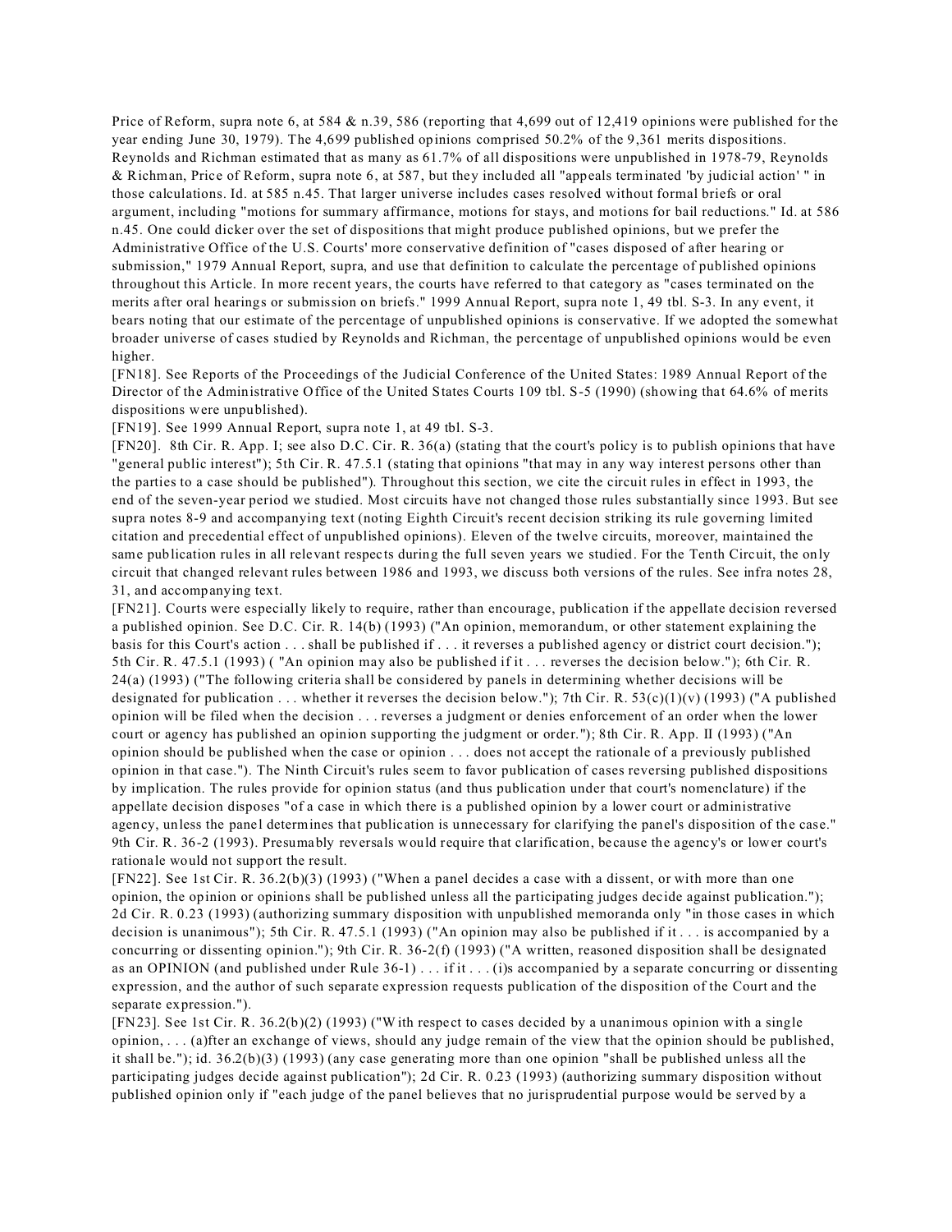Price of Reform, supra note 6, at 584 & n.39, 586 (reporting that 4,699 out of 12,419 opinions were published for the year ending June 30, 1979). The 4,699 published opinions comprised 50.2% of the 9,361 merits dispositions. Reynolds and Richman estimated that as many as 61.7% of all dispositions were unpublished in 1978-79, Reynolds & Richman, Price of Reform, supra note 6, at 587, but they included all "appeals terminated 'by judicial action' " in those calculations. Id. at 585 n.45. That larger universe includes cases resolved without formal briefs or oral argument, including "motions for summary affirmance, motions for stays, and motions for bail reductions." Id. at 586 n.45. One could dicker over the set of dispositions that might produce published opinions, but we prefer the Administrative Office of the U.S. Courts' more conservative definition of "cases disposed of after hearing or submission," 1979 Annual Report, supra, and use that definition to calculate the percentage of published opinions throughout this Article. In more recent years, the courts have referred to that category as "cases terminated on the merits after oral hearings or submission on briefs." 1999 Annual Report, supra note 1, 49 tbl. S-3. In any event, it bears noting that our estimate of the percentage of unpublished opinions is conservative. If we adopted the somewhat broader universe of cases studied by Reynolds and Richman, the percentage of unpublished opinions would be even higher.

[FN18]. See Reports of the Proceedings of the Judicial Conference of the United States: 1989 Annual Report of the Director of the Administrative Office of the United States Courts 109 tbl. S-5 (1990) (showing that 64.6% of merits dispositions were unpublished).

[FN19]. See 1999 Annual Report, supra note 1, at 49 tbl. S-3.

[FN20]. 8th Cir. R. App. I; see also D.C. Cir. R. 36(a) (stating that the court's policy is to publish opinions that have "general public interest"); 5th Cir. R. 47.5.1 (stating that opinions "that may in any way interest persons other than the parties to a case should be published"). Throughout this section, we cite the circuit rules in effect in 1993, the end of the seven-year period we studied. Most circuits have not changed those rules substantially since 1993. But see supra notes 8-9 and accompanying text (noting Eighth Circuit's recent decision striking its rule governing limited citation and precedential effect of unpublished opinions). Eleven of the twelve circuits, moreover, maintained the same publication rules in all relevant respects during the full seven years we studied. For the Tenth Circuit, the only circuit that changed relevant rules between 1986 and 1993, we discuss both versions of the rules. See infra notes 28, 31, and accompanying text.

[FN21]. Courts were especially likely to require, rather than encourage, publication if the appellate decision reversed a published opinion. See D.C. Cir. R. 14(b) (1993) ("An opinion, memorandum, or other statement explaining the basis for this Court's action . . . shall be published if . . . it reverses a published agency or district court decision."); 5th Cir. R. 47.5.1 (1993) ( "An opinion may also be published if it . . . reverses the decision below."); 6th Cir. R. 24(a) (1993) ("The following criteria shall be considered by panels in determining whether decisions will be designated for publication . . . whether it reverses the decision below."); 7th Cir. R. 53(c)(1)(v) (1993) ("A published opinion will be filed when the decision . . . reverses a judgment or denies enforcement of an order when the lower court or agency has published an opinion supporting the judgment or order."); 8th Cir. R. App. II (1993) ("An opinion should be published when the case or opinion . . . does not accept the rationale of a previously published opinion in that case."). The Ninth Circuit's rules seem to favor publication of cases reversing published dispositions by implication. The rules provide for opinion status (and thus publication under that court's nomenclature) if the appellate decision disposes "of a case in which there is a published opinion by a lower court or administrative agency, unless the panel determines that publication is unnecessary for clarifying the panel's disposition of the case." 9th Cir. R. 36-2 (1993). Presumably reversals would require that clarification, because the agency's or lower court's rationale would not support the result.

[FN22]. See 1st Cir. R. 36.2(b)(3) (1993) ("When a panel decides a case with a dissent, or with more than one opinion, the opinion or opinions shall be published unless all the participating judges decide against publication."); 2d Cir. R. 0.23 (1993) (authorizing summary disposition with unpublished memoranda only "in those cases in which decision is unanimous"); 5th Cir. R. 47.5.1 (1993) ("An opinion may also be published if it . . . is accompanied by a concurring or dissenting opinion."); 9th Cir. R. 36-2(f) (1993) ("A written, reasoned disposition shall be designated as an OPINION (and published under Rule 36-1) . . . if it . . . (i)s accompanied by a separate concurring or dissenting expression, and the author of such separate expression requests publication of the disposition of the Court and the separate expression.").

[FN23]. See 1st Cir. R. 36.2(b)(2) (1993) ("With respect to cases decided by a unanimous opinion with a single opinion, . . . (a)fter an exchange of views, should any judge remain of the view that the opinion should be published, it shall be."); id. 36.2(b)(3) (1993) (any case generating more than one opinion "shall be published unless all the participating judges decide against publication"); 2d Cir. R. 0.23 (1993) (authorizing summary disposition without published opinion only if "each judge of the panel believes that no jurisprudential purpose would be served by a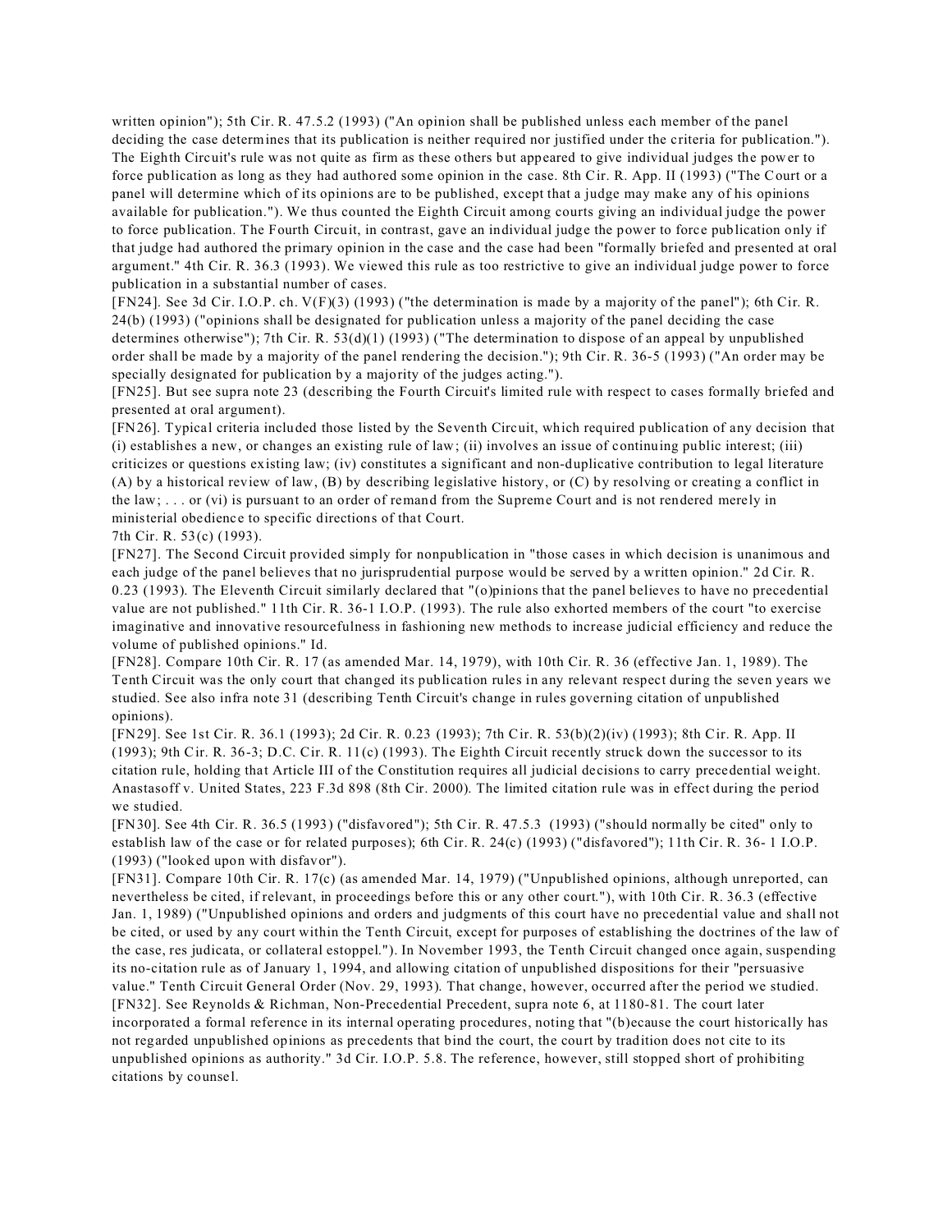written opinion"); 5th Cir. R. 47.5.2 (1993) ("An opinion shall be published unless each member of the panel deciding the case determines that its publication is neither required nor justified under the criteria for publication."). The Eighth Circuit's rule was not quite as firm as these others but appeared to give individual judges the power to force publication as long as they had authored some opinion in the case. 8th Cir. R. App. II (1993) ("The Court or a panel will determine which of its opinions are to be published, except that a judge may make any of his opinions available for publication."). We thus counted the Eighth Circuit among courts giving an individual judge the power to force publication. The Fourth Circuit, in contrast, gave an individual judge the power to force publication only if that judge had authored the primary opinion in the case and the case had been "formally briefed and presented at oral argument." 4th Cir. R. 36.3 (1993). We viewed this rule as too restrictive to give an individual judge power to force publication in a substantial number of cases.

[FN24]. See 3d Cir. I.O.P. ch. V(F)(3) (1993) ("the determination is made by a majority of the panel"); 6th Cir. R. 24(b) (1993) ("opinions shall be designated for publication unless a majority of the panel deciding the case determines otherwise"); 7th Cir. R. 53(d)(1) (1993) ("The determination to dispose of an appeal by unpublished order shall be made by a majority of the panel rendering the decision."); 9th Cir. R. 36-5 (1993) ("An order may be specially designated for publication by a majority of the judges acting.").

[FN25]. But see supra note 23 (describing the Fourth Circuit's limited rule with respect to cases formally briefed and presented at oral argument).

[FN26]. Typical criteria included those listed by the Seventh Circuit, which required publication of any decision that (i) establishes a new, or changes an existing rule of law; (ii) involves an issue of continuing public interest; (iii) criticizes or questions existing law; (iv) constitutes a significant and non-duplicative contribution to legal literature (A) by a historical review of law, (B) by describing legislative history, or (C) by resolving or creating a conflict in the law; . . . or (vi) is pursuant to an order of remand from the Supreme Court and is not rendered merely in ministerial obedience to specific directions of that Court.

7th Cir. R. 53(c) (1993).

[FN27]. The Second Circuit provided simply for nonpublication in "those cases in which decision is unanimous and each judge of the panel believes that no jurisprudential purpose would be served by a written opinion." 2d Cir. R. 0.23 (1993). The Eleventh Circuit similarly declared that "(o)pinions that the panel believes to have no precedential value are not published." 11th Cir. R. 36-1 I.O.P. (1993). The rule also exhorted members of the court "to exercise imaginative and innovative resourcefulness in fashioning new methods to increase judicial efficiency and reduce the volume of published opinions." Id.

[FN28]. Compare 10th Cir. R. 17 (as amended Mar. 14, 1979), with 10th Cir. R. 36 (effective Jan. 1, 1989). The Tenth Circuit was the only court that changed its publication rules in any relevant respect during the seven years we studied. See also infra note 31 (describing Tenth Circuit's change in rules governing citation of unpublished opinions).

[FN29]. See 1st Cir. R. 36.1 (1993); 2d Cir. R. 0.23 (1993); 7th Cir. R. 53(b)(2)(iv) (1993); 8th Cir. R. App. II (1993); 9th Cir. R. 36-3; D.C. Cir. R. 11(c) (1993). The Eighth Circuit recently struck down the successor to its citation rule, holding that Article III of the Constitution requires all judicial decisions to carry precedential weight. Anastasoff v. United States, 223 F.3d 898 (8th Cir. 2000). The limited citation rule was in effect during the period we studied.

[FN30]. See 4th Cir. R. 36.5 (1993) ("disfavored"); 5th Cir. R. 47.5.3 (1993) ("should normally be cited" only to establish law of the case or for related purposes); 6th Cir. R. 24(c) (1993) ("disfavored"); 11th Cir. R. 36- 1 I.O.P. (1993) ("looked upon with disfavor").

[FN31]. Compare 10th Cir. R. 17(c) (as amended Mar. 14, 1979) ("Unpublished opinions, although unreported, can nevertheless be cited, if relevant, in proceedings before this or any other court."), with 10th Cir. R. 36.3 (effective Jan. 1, 1989) ("Unpublished opinions and orders and judgments of this court have no precedential value and shall not be cited, or used by any court within the Tenth Circuit, except for purposes of establishing the doctrines of the law of the case, res judicata, or collateral estoppel."). In November 1993, the Tenth Circuit changed once again, suspending its no-citation rule as of January 1, 1994, and allowing citation of unpublished dispositions for their "persuasive value." Tenth Circuit General Order (Nov. 29, 1993). That change, however, occurred after the period we studied.

[FN32]. See Reynolds & Richman, Non-Precedential Precedent, supra note 6, at 1180-81. The court later incorporated a formal reference in its internal operating procedures, noting that "(b)ecause the court historically has not regarded unpublished opinions as precedents that bind the court, the court by tradition does not cite to its unpublished opinions as authority." 3d Cir. I.O.P. 5.8. The reference, however, still stopped short of prohibiting citations by counsel.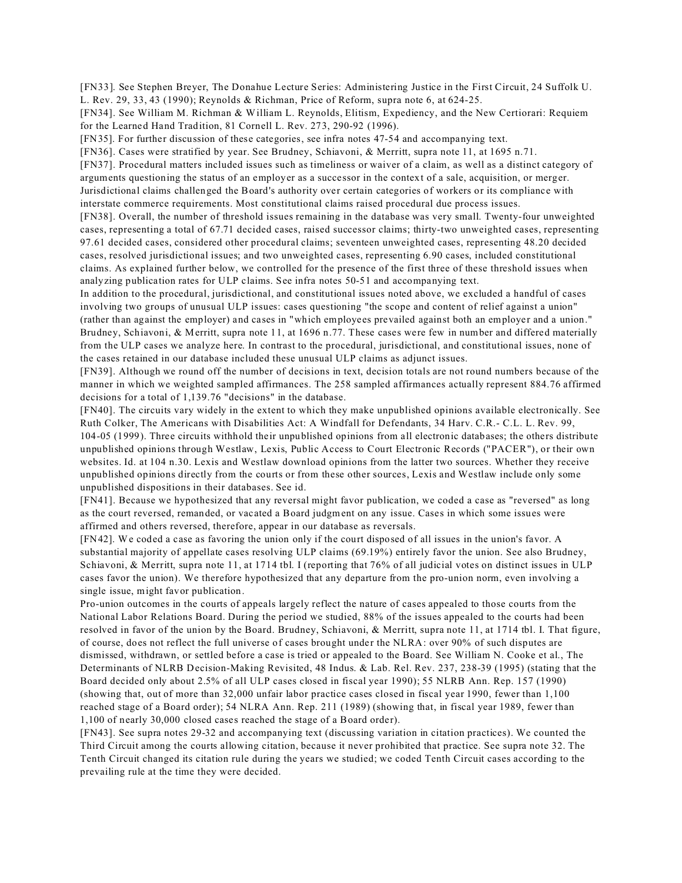[FN33]. See Stephen Breyer, The Donahue Lecture Series: Administering Justice in the First Circuit, 24 Suffolk U. L. Rev. 29, 33, 43 (1990); Reynolds & Richman, Price of Reform, supra note 6, at 624-25.

[FN34]. See William M. Richman & William L. Reynolds, Elitism, Expediency, and the New Certiorari: Requiem for the Learned Hand Tradition, 81 Cornell L. Rev. 273, 290-92 (1996).

[FN35]. For further discussion of these categories, see infra notes 47-54 and accompanying text.

[FN36]. Cases were stratified by year. See Brudney, Schiavoni, & Merritt, supra note 11, at 1695 n.71.

[FN37]. Procedural matters included issues such as timeliness or waiver of a claim, as well as a distinct category of arguments questioning the status of an employer as a successor in the context of a sale, acquisition, or merger. Jurisdictional claims challenged the Board's authority over certain categories of workers or its compliance with interstate commerce requirements. Most constitutional claims raised procedural due process issues.

[FN38]. Overall, the number of threshold issues remaining in the database was very small. Twenty-four unweighted cases, representing a total of 67.71 decided cases, raised successor claims; thirty-two unweighted cases, representing 97.61 decided cases, considered other procedural claims; seventeen unweighted cases, representing 48.20 decided cases, resolved jurisdictional issues; and two unweighted cases, representing 6.90 cases, included constitutional claims. As explained further below, we controlled for the presence of the first three of these threshold issues when analyzing publication rates for ULP claims. See infra notes 50-51 and accompanying text.

In addition to the procedural, jurisdictional, and constitutional issues noted above, we excluded a handful of cases involving two groups of unusual ULP issues: cases questioning "the scope and content of relief against a union" (rather than against the employer) and cases in "which employees prevailed against both an employer and a union." Brudney, Schiavoni, & Merritt, supra note 11, at 1696 n.77. These cases were few in number and differed materially from the ULP cases we analyze here. In contrast to the procedural, jurisdictional, and constitutional issues, none of the cases retained in our database included these unusual ULP claims as adjunct issues.

[FN39]. Although we round off the number of decisions in text, decision totals are not round numbers because of the manner in which we weighted sampled affirmances. The 258 sampled affirmances actually represent 884.76 affirmed decisions for a total of 1,139.76 "decisions" in the database.

[FN40]. The circuits vary widely in the extent to which they make unpublished opinions available electronically. See Ruth Colker, The Americans with Disabilities Act: A Windfall for Defendants, 34 Harv. C.R.- C.L. L. Rev. 99, 104-05 (1999). Three circuits withhold their unpublished opinions from all electronic databases; the others distribute unpublished opinions through Westlaw, Lexis, Public Access to Court Electronic Records ("PACER"), or their own websites. Id. at 104 n.30. Lexis and Westlaw download opinions from the latter two sources. Whether they receive unpublished opinions directly from the courts or from these other sources, Lexis and Westlaw include only some unpublished dispositions in their databases. See id.

[FN41]. Because we hypothesized that any reversal might favor publication, we coded a case as "reversed" as long as the court reversed, remanded, or vacated a Board judgment on any issue. Cases in which some issues were affirmed and others reversed, therefore, appear in our database as reversals.

[FN42]. We coded a case as favoring the union only if the court disposed of all issues in the union's favor. A substantial majority of appellate cases resolving ULP claims (69.19%) entirely favor the union. See also Brudney, Schiavoni, & Merritt, supra note 11, at 1714 tbl. I (reporting that 76% of all judicial votes on distinct issues in ULP cases favor the union). We therefore hypothesized that any departure from the pro-union norm, even involving a single issue, might favor publication.

Pro-union outcomes in the courts of appeals largely reflect the nature of cases appealed to those courts from the National Labor Relations Board. During the period we studied, 88% of the issues appealed to the courts had been resolved in favor of the union by the Board. Brudney, Schiavoni, & Merritt, supra note 11, at 1714 tbl. I. That figure, of course, does not reflect the full universe of cases brought under the NLRA: over 90% of such disputes are dismissed, withdrawn, or settled before a case is tried or appealed to the Board. See William N. Cooke et al., The Determinants of NLRB Decision-Making Revisited, 48 Indus. & Lab. Rel. Rev. 237, 238-39 (1995) (stating that the Board decided only about 2.5% of all ULP cases closed in fiscal year 1990); 55 NLRB Ann. Rep. 157 (1990) (showing that, out of more than 32,000 unfair labor practice cases closed in fiscal year 1990, fewer than 1,100 reached stage of a Board order); 54 NLRA Ann. Rep. 211 (1989) (showing that, in fiscal year 1989, fewer than 1,100 of nearly 30,000 closed cases reached the stage of a Board order).

[FN43]. See supra notes 29-32 and accompanying text (discussing variation in citation practices). We counted the Third Circuit among the courts allowing citation, because it never prohibited that practice. See supra note 32. The Tenth Circuit changed its citation rule during the years we studied; we coded Tenth Circuit cases according to the prevailing rule at the time they were decided.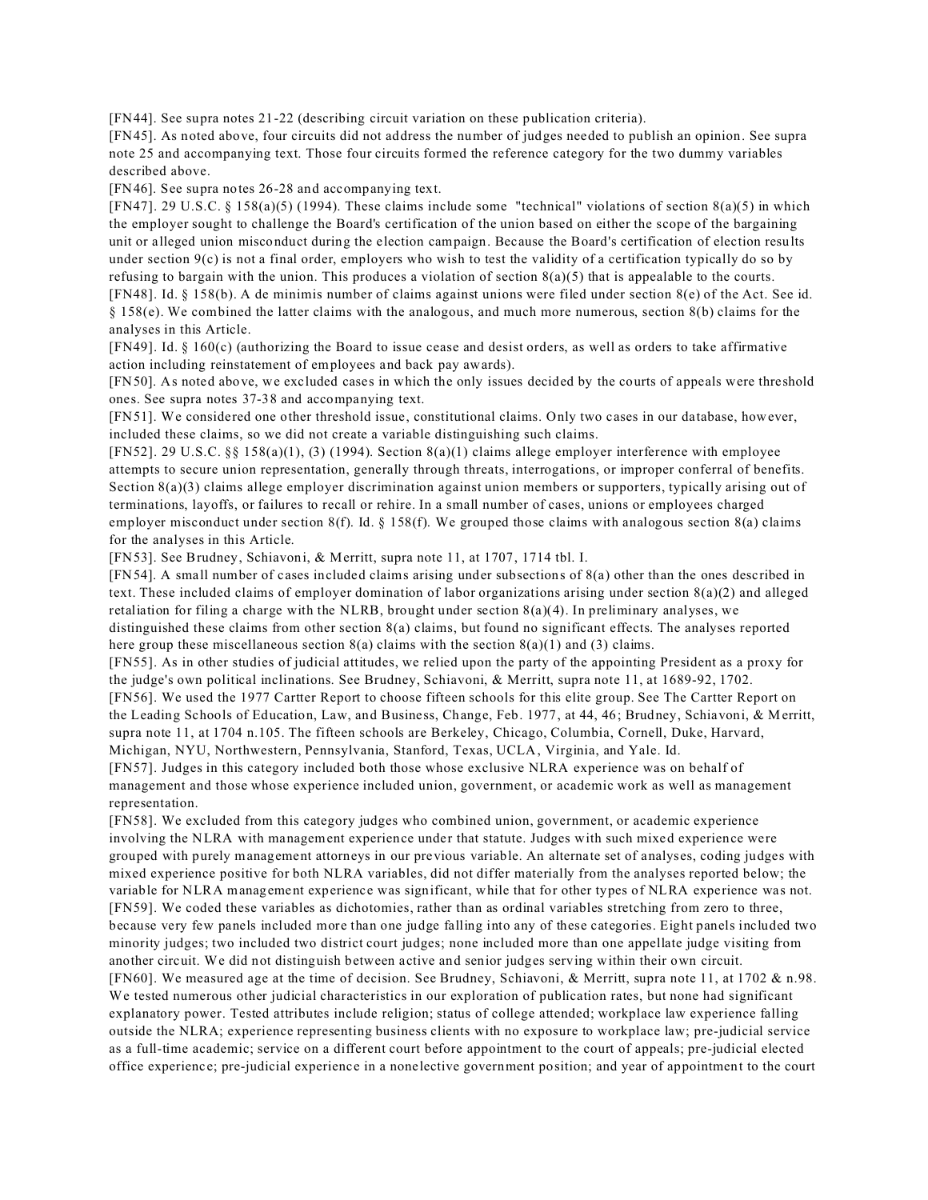[FN44]. See supra notes 21-22 (describing circuit variation on these publication criteria).

[FN45]. As noted above, four circuits did not address the number of judges needed to publish an opinion. See supra note 25 and accompanying text. Those four circuits formed the reference category for the two dummy variables described above.

[FN46]. See supra notes 26-28 and accompanying text.

[FN47]. 29 U.S.C. § 158(a)(5) (1994). These claims include some "technical" violations of section 8(a)(5) in which the employer sought to challenge the Board's certification of the union based on either the scope of the bargaining unit or alleged union misconduct during the election campaign. Because the Board's certification of election results under section 9(c) is not a final order, employers who wish to test the validity of a certification typically do so by refusing to bargain with the union. This produces a violation of section 8(a)(5) that is appealable to the courts.

[FN48]. Id. § 158(b). A de minimis number of claims against unions were filed under section 8(e) of the Act. See id. § 158(e). We combined the latter claims with the analogous, and much more numerous, section 8(b) claims for the analyses in this Article.

[FN49]. Id. § 160(c) (authorizing the Board to issue cease and desist orders, as well as orders to take affirmative action including reinstatement of employees and back pay awards).

[FN50]. As noted above, we excluded cases in which the only issues decided by the courts of appeals were threshold ones. See supra notes 37-38 and accompanying text.

[FN51]. We considered one other threshold issue, constitutional claims. Only two cases in our database, however, included these claims, so we did not create a variable distinguishing such claims.

[FN52]. 29 U.S.C. §§ 158(a)(1), (3) (1994). Section 8(a)(1) claims allege employer interference with employee attempts to secure union representation, generally through threats, interrogations, or improper conferral of benefits. Section 8(a)(3) claims allege employer discrimination against union members or supporters, typically arising out of terminations, layoffs, or failures to recall or rehire. In a small number of cases, unions or employees charged employer misconduct under section 8(f). Id. § 158(f). We grouped those claims with analogous section 8(a) claims for the analyses in this Article.

[FN53]. See Brudney, Schiavoni, & Merritt, supra note 11, at 1707, 1714 tbl. I.

[FN54]. A small number of cases included claims arising under subsections of 8(a) other than the ones described in text. These included claims of employer domination of labor organizations arising under section 8(a)(2) and alleged retaliation for filing a charge with the NLRB, brought under section 8(a)(4). In preliminary analyses, we distinguished these claims from other section 8(a) claims, but found no significant effects. The analyses reported here group these miscellaneous section 8(a) claims with the section 8(a)(1) and (3) claims.

[FN55]. As in other studies of judicial attitudes, we relied upon the party of the appointing President as a proxy for the judge's own political inclinations. See Brudney, Schiavoni, & Merritt, supra note 11, at 1689-92, 1702.

[FN56]. We used the 1977 Cartter Report to choose fifteen schools for this elite group. See The Cartter Report on the Leading Schools of Education, Law, and Business, Change, Feb. 1977, at 44, 46; Brudney, Schiavoni, & Merritt, supra note 11, at 1704 n.105. The fifteen schools are Berkeley, Chicago, Columbia, Cornell, Duke, Harvard, Michigan, NYU, Northwestern, Pennsylvania, Stanford, Texas, UCLA, Virginia, and Yale. Id.

[FN57]. Judges in this category included both those whose exclusive NLRA experience was on behalf of management and those whose experience included union, government, or academic work as well as management representation.

[FN58]. We excluded from this category judges who combined union, government, or academic experience involving the NLRA with management experience under that statute. Judges with such mixed experience were grouped with purely management attorneys in our previous variable. An alternate set of analyses, coding judges with mixed experience positive for both NLRA variables, did not differ materially from the analyses reported below; the variable for NLRA management experience was significant, while that for other types of NLRA experience was not.

[FN59]. We coded these variables as dichotomies, rather than as ordinal variables stretching from zero to three, because very few panels included more than one judge falling into any of these categories. Eight panels included two minority judges; two included two district court judges; none included more than one appellate judge visiting from another circuit. We did not distinguish between active and senior judges serving within their own circuit.

[FN60]. We measured age at the time of decision. See Brudney, Schiavoni, & Merritt, supra note 11, at 1702 & n.98. We tested numerous other judicial characteristics in our exploration of publication rates, but none had significant explanatory power. Tested attributes include religion; status of college attended; workplace law experience falling outside the NLRA; experience representing business clients with no exposure to workplace law; pre-judicial service as a full-time academic; service on a different court before appointment to the court of appeals; pre-judicial elected office experience; pre-judicial experience in a nonelective government position; and year of appointment to the court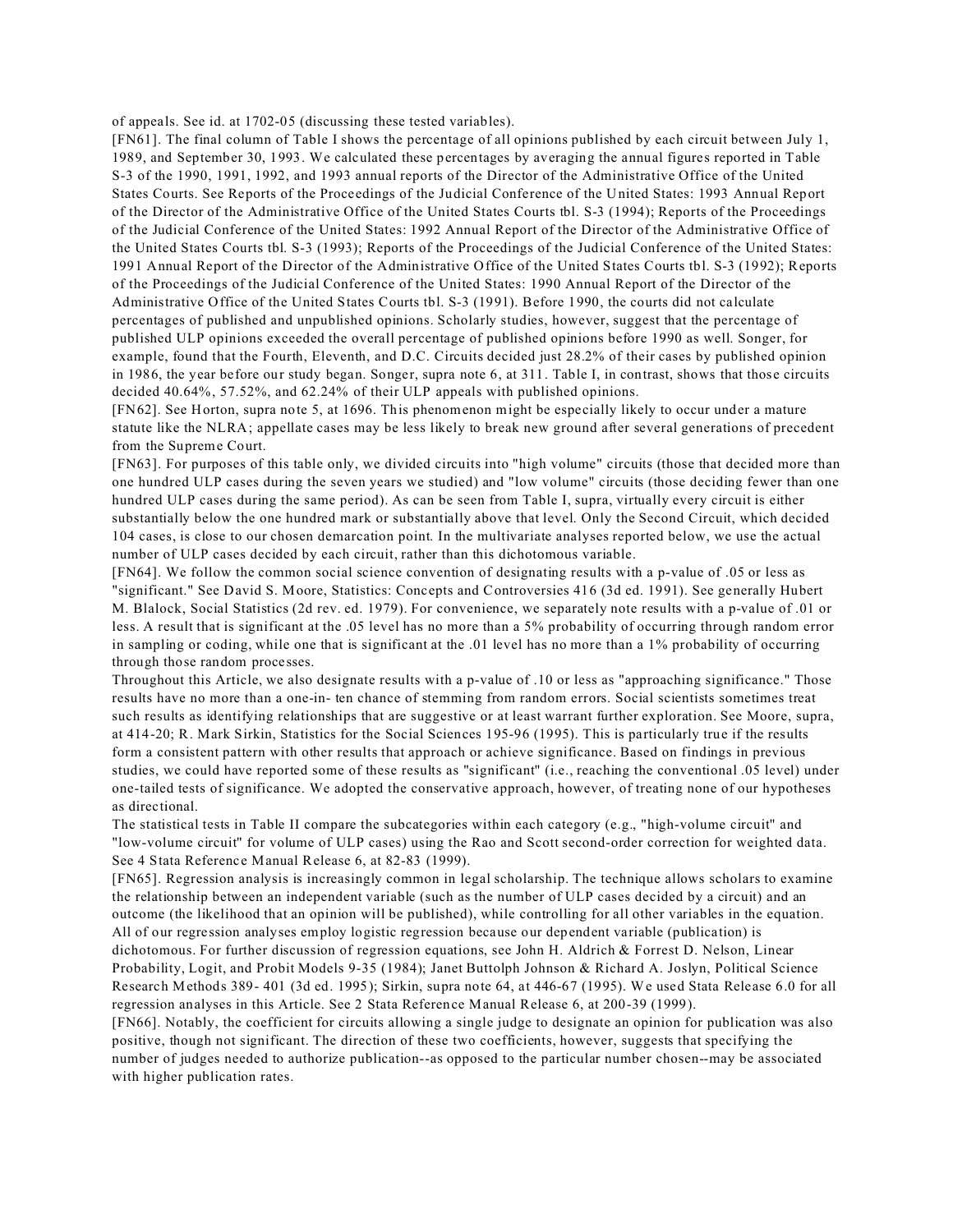of appeals. See id. at 1702-05 (discussing these tested variables).

[FN61]. The final column of Table I shows the percentage of all opinions published by each circuit between July 1, 1989, and September 30, 1993. We calculated these percentages by averaging the annual figures reported in Table S-3 of the 1990, 1991, 1992, and 1993 annual reports of the Director of the Administrative Office of the United States Courts. See Reports of the Proceedings of the Judicial Conference of the United States: 1993 Annual Report of the Director of the Administrative Office of the United States Courts tbl. S-3 (1994); Reports of the Proceedings of the Judicial Conference of the United States: 1992 Annual Report of the Director of the Administrative Office of the United States Courts tbl. S-3 (1993); Reports of the Proceedings of the Judicial Conference of the United States: 1991 Annual Report of the Director of the Administrative Office of the United States Courts tbl. S-3 (1992); Reports of the Proceedings of the Judicial Conference of the United States: 1990 Annual Report of the Director of the Administrative Office of the United States Courts tbl. S-3 (1991). Before 1990, the courts did not calculate percentages of published and unpublished opinions. Scholarly studies, however, suggest that the percentage of published ULP opinions exceeded the overall percentage of published opinions before 1990 as well. Songer, for example, found that the Fourth, Eleventh, and D.C. Circuits decided just 28.2% of their cases by published opinion in 1986, the year before our study began. Songer, supra note 6, at 311. Table I, in contrast, shows that those circuits decided 40.64%, 57.52%, and 62.24% of their ULP appeals with published opinions.

[FN62]. See Horton, supra note 5, at 1696. This phenomenon might be especially likely to occur under a mature statute like the NLRA; appellate cases may be less likely to break new ground after several generations of precedent from the Supreme Court.

[FN63]. For purposes of this table only, we divided circuits into "high volume" circuits (those that decided more than one hundred ULP cases during the seven years we studied) and "low volume" circuits (those deciding fewer than one hundred ULP cases during the same period). As can be seen from Table I, supra, virtually every circuit is either substantially below the one hundred mark or substantially above that level. Only the Second Circuit, which decided 104 cases, is close to our chosen demarcation point. In the multivariate analyses reported below, we use the actual number of ULP cases decided by each circuit, rather than this dichotomous variable.

[FN64]. We follow the common social science convention of designating results with a p-value of .05 or less as "significant." See David S. Moore, Statistics: Concepts and Controversies 416 (3d ed. 1991). See generally Hubert M. Blalock, Social Statistics (2d rev. ed. 1979). For convenience, we separately note results with a p-value of .01 or less. A result that is significant at the .05 level has no more than a 5% probability of occurring through random error in sampling or coding, while one that is significant at the .01 level has no more than a 1% probability of occurring through those random processes.

Throughout this Article, we also designate results with a p-value of .10 or less as "approaching significance." Those results have no more than a one-in- ten chance of stemming from random errors. Social scientists sometimes treat such results as identifying relationships that are suggestive or at least warrant further exploration. See Moore, supra, at 414-20; R. Mark Sirkin, Statistics for the Social Sciences 195-96 (1995). This is particularly true if the results form a consistent pattern with other results that approach or achieve significance. Based on findings in previous studies, we could have reported some of these results as "significant" (i.e., reaching the conventional .05 level) under one-tailed tests of significance. We adopted the conservative approach, however, of treating none of our hypotheses as directional.

The statistical tests in Table II compare the subcategories within each category (e.g., "high-volume circuit" and "low-volume circuit" for volume of ULP cases) using the Rao and Scott second-order correction for weighted data. See 4 Stata Reference Manual Release 6, at 82-83 (1999).

[FN65]. Regression analysis is increasingly common in legal scholarship. The technique allows scholars to examine the relationship between an independent variable (such as the number of ULP cases decided by a circuit) and an outcome (the likelihood that an opinion will be published), while controlling for all other variables in the equation. All of our regression analyses employ logistic regression because our dependent variable (publication) is dichotomous. For further discussion of regression equations, see John H. Aldrich & Forrest D. Nelson, Linear Probability, Logit, and Probit Models 9-35 (1984); Janet Buttolph Johnson & Richard A. Joslyn, Political Science Research Methods 389- 401 (3d ed. 1995); Sirkin, supra note 64, at 446-67 (1995). We used Stata Release 6.0 for all regression analyses in this Article. See 2 Stata Reference Manual Release 6, at 200-39 (1999).

[FN66]. Notably, the coefficient for circuits allowing a single judge to designate an opinion for publication was also positive, though not significant. The direction of these two coefficients, however, suggests that specifying the number of judges needed to authorize publication--as opposed to the particular number chosen--may be associated with higher publication rates.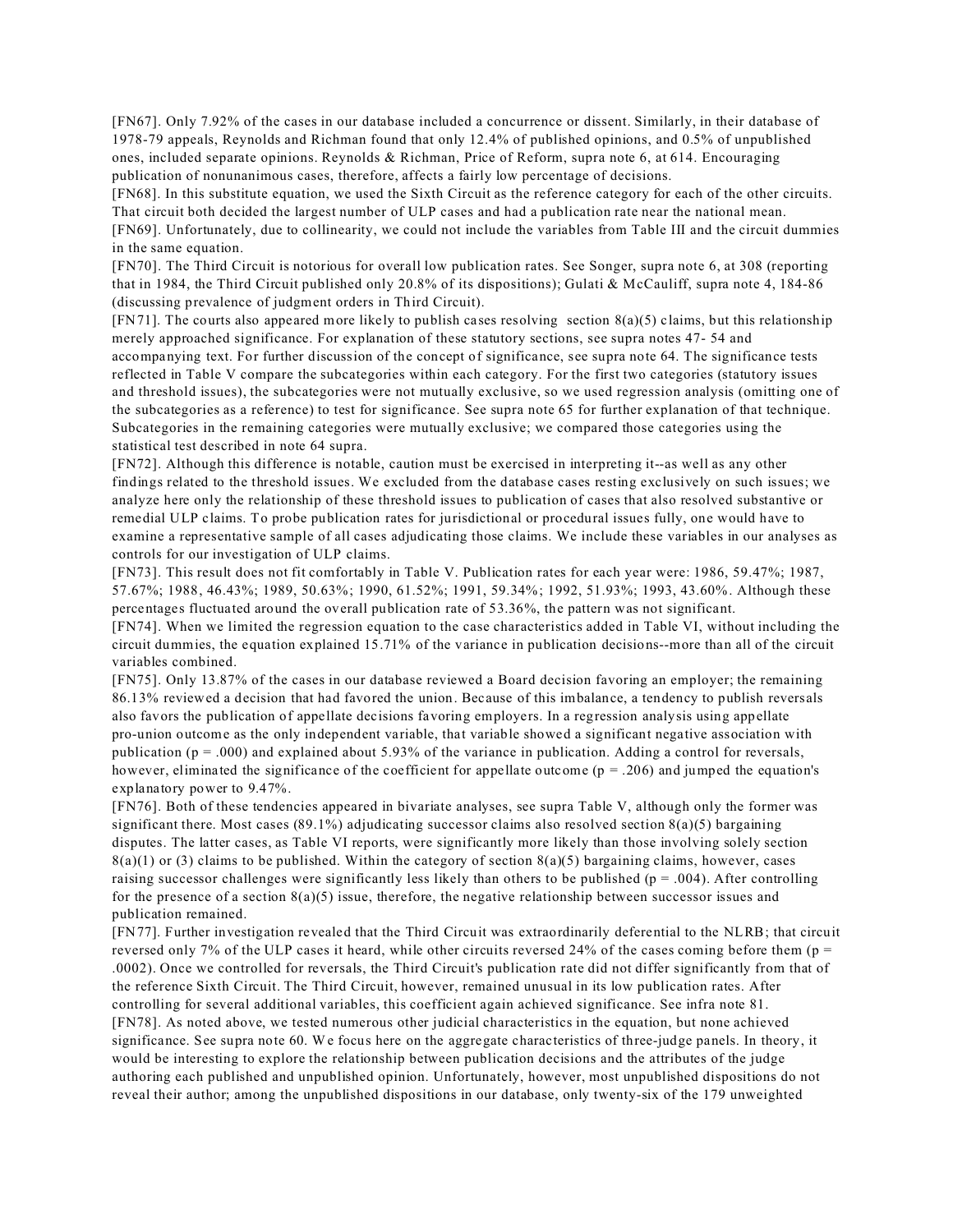[FN67]. Only 7.92% of the cases in our database included a concurrence or dissent. Similarly, in their database of 1978-79 appeals, Reynolds and Richman found that only 12.4% of published opinions, and 0.5% of unpublished ones, included separate opinions. Reynolds & Richman, Price of Reform, supra note 6, at 614. Encouraging publication of nonunanimous cases, therefore, affects a fairly low percentage of decisions.

[FN68]. In this substitute equation, we used the Sixth Circuit as the reference category for each of the other circuits. That circuit both decided the largest number of ULP cases and had a publication rate near the national mean.

[FN69]. Unfortunately, due to collinearity, we could not include the variables from Table III and the circuit dummies in the same equation.

[FN70]. The Third Circuit is notorious for overall low publication rates. See Songer, supra note 6, at 308 (reporting that in 1984, the Third Circuit published only 20.8% of its dispositions); Gulati & McCauliff, supra note 4, 184-86 (discussing prevalence of judgment orders in Third Circuit).

[FN71]. The courts also appeared more likely to publish cases resolving section 8(a)(5) claims, but this relationship merely approached significance. For explanation of these statutory sections, see supra notes 47- 54 and accompanying text. For further discussion of the concept of significance, see supra note 64. The significance tests reflected in Table V compare the subcategories within each category. For the first two categories (statutory issues and threshold issues), the subcategories were not mutually exclusive, so we used regression analysis (omitting one of the subcategories as a reference) to test for significance. See supra note 65 for further explanation of that technique. Subcategories in the remaining categories were mutually exclusive; we compared those categories using the statistical test described in note 64 supra.

[FN72]. Although this difference is notable, caution must be exercised in interpreting it--as well as any other findings related to the threshold issues. We excluded from the database cases resting exclusively on such issues; we analyze here only the relationship of these threshold issues to publication of cases that also resolved substantive or remedial ULP claims. To probe publication rates for jurisdictional or procedural issues fully, one would have to examine a representative sample of all cases adjudicating those claims. We include these variables in our analyses as controls for our investigation of ULP claims.

[FN73]. This result does not fit comfortably in Table V. Publication rates for each year were: 1986, 59.47%; 1987, 57.67%; 1988, 46.43%; 1989, 50.63%; 1990, 61.52%; 1991, 59.34%; 1992, 51.93%; 1993, 43.60%. Although these percentages fluctuated around the overall publication rate of 53.36%, the pattern was not significant.

[FN74]. When we limited the regression equation to the case characteristics added in Table VI, without including the circuit dummies, the equation explained 15.71% of the variance in publication decisions--more than all of the circuit variables combined.

[FN75]. Only 13.87% of the cases in our database reviewed a Board decision favoring an employer; the remaining 86.13% reviewed a decision that had favored the union. Because of this imbalance, a tendency to publish reversals also favors the publication of appellate decisions favoring employers. In a regression analysis using appellate pro-union outcome as the only independent variable, that variable showed a significant negative association with publication ($p = .000$) and explained about 5.93% of the variance in publication. Adding a control for reversals, however, eliminated the significance of the coefficient for appellate outcome ($p = .206$) and jumped the equation's explanatory power to 9.47%.

[FN76]. Both of these tendencies appeared in bivariate analyses, see supra Table V, although only the former was significant there. Most cases (89.1%) adjudicating successor claims also resolved section 8(a)(5) bargaining disputes. The latter cases, as Table VI reports, were significantly more likely than those involving solely section 8(a)(1) or (3) claims to be published. Within the category of section 8(a)(5) bargaining claims, however, cases raising successor challenges were significantly less likely than others to be published ($p = .004$). After controlling for the presence of a section 8(a)(5) issue, therefore, the negative relationship between successor issues and publication remained.

[FN77]. Further investigation revealed that the Third Circuit was extraordinarily deferential to the NLRB; that circuit reversed only 7% of the ULP cases it heard, while other circuits reversed 24% of the cases coming before them ($p = .0002$). Once we controlled for reversals, the Third Circuit's publication rate did not differ significantly from that of the reference Sixth Circuit. The Third Circuit, however, remained unusual in its low publication rates. After controlling for several additional variables, this coefficient again achieved significance. See infra note 81.

[FN78]. As noted above, we tested numerous other judicial characteristics in the equation, but none achieved significance. See supra note 60. We focus here on the aggregate characteristics of three-judge panels. In theory, it would be interesting to explore the relationship between publication decisions and the attributes of the judge authoring each published and unpublished opinion. Unfortunately, however, most unpublished dispositions do not reveal their author; among the unpublished dispositions in our database, only twenty-six of the 179 unweighted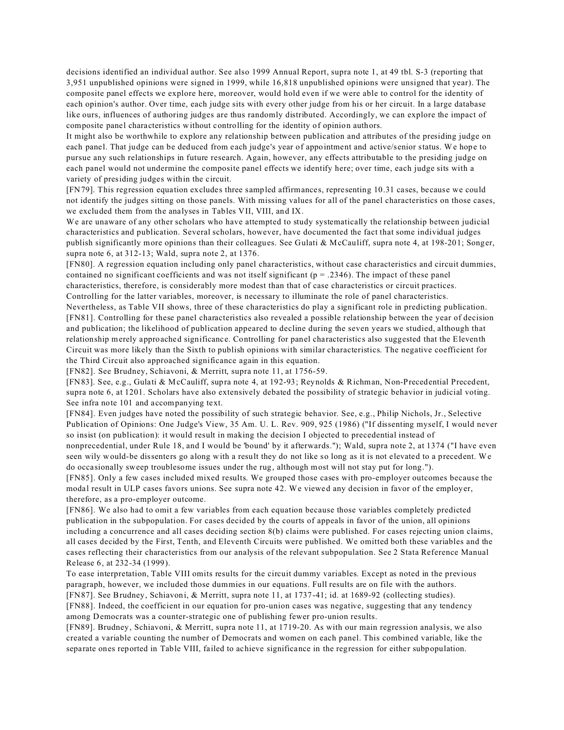decisions identified an individual author. See also 1999 Annual Report, supra note 1, at 49 tbl. S-3 (reporting that 3,951 unpublished opinions were signed in 1999, while 16,818 unpublished opinions were unsigned that year). The composite panel effects we explore here, moreover, would hold even if we were able to control for the identity of each opinion's author. Over time, each judge sits with every other judge from his or her circuit. In a large database like ours, influences of authoring judges are thus randomly distributed. Accordingly, we can explore the impact of composite panel characteristics without controlling for the identity of opinion authors.

It might also be worthwhile to explore any relationship between publication and attributes of the presiding judge on each panel. That judge can be deduced from each judge's year of appointment and active/senior status. We hope to pursue any such relationships in future research. Again, however, any effects attributable to the presiding judge on each panel would not undermine the composite panel effects we identify here; over time, each judge sits with a variety of presiding judges within the circuit.

[FN79]. This regression equation excludes three sampled affirmances, representing 10.31 cases, because we could not identify the judges sitting on those panels. With missing values for all of the panel characteristics on those cases, we excluded them from the analyses in Tables VII, VIII, and IX.

We are unaware of any other scholars who have attempted to study systematically the relationship between judicial characteristics and publication. Several scholars, however, have documented the fact that some individual judges publish significantly more opinions than their colleagues. See Gulati & McCauliff, supra note 4, at 198-201; Songer, supra note 6, at 312-13; Wald, supra note 2, at 1376.

[FN80]. A regression equation including only panel characteristics, without case characteristics and circuit dummies, contained no significant coefficients and was not itself significant ($p = .2346$). The impact of these panel characteristics, therefore, is considerably more modest than that of case characteristics or circuit practices. Controlling for the latter variables, moreover, is necessary to illuminate the role of panel characteristics. Nevertheless, as Table VII shows, three of these characteristics do play a significant role in predicting publication.

[FN81]. Controlling for these panel characteristics also revealed a possible relationship between the year of decision and publication; the likelihood of publication appeared to decline during the seven years we studied, although that relationship merely approached significance. Controlling for panel characteristics also suggested that the Eleventh Circuit was more likely than the Sixth to publish opinions with similar characteristics. The negative coefficient for the Third Circuit also approached significance again in this equation.

[FN82]. See Brudney, Schiavoni, & Merritt, supra note 11, at 1756-59.

[FN83]. See, e.g., Gulati & McCauliff, supra note 4, at 192-93; Reynolds & Richman, Non-Precedential Precedent, supra note 6, at 1201. Scholars have also extensively debated the possibility of strategic behavior in judicial voting. See infra note 101 and accompanying text.

[FN84]. Even judges have noted the possibility of such strategic behavior. See, e.g., Philip Nichols, Jr., Selective Publication of Opinions: One Judge's View, 35 Am. U. L. Rev. 909, 925 (1986) ("If dissenting myself, I would never so insist (on publication): it would result in making the decision I objected to precedential instead of nonprecedential, under Rule 18, and I would be 'bound' by it afterwards."); Wald, supra note 2, at 1374 ("I have even seen wily would-be dissenters go along with a result they do not like so long as it is not elevated to a precedent. We do occasionally sweep troublesome issues under the rug, although most will not stay put for long.").

[FN85]. Only a few cases included mixed results. We grouped those cases with pro-employer outcomes because the modal result in ULP cases favors unions. See supra note 42. We viewed any decision in favor of the employer, therefore, as a pro-employer outcome.

[FN86]. We also had to omit a few variables from each equation because those variables completely predicted publication in the subpopulation. For cases decided by the courts of appeals in favor of the union, all opinions including a concurrence and all cases deciding section 8(b) claims were published. For cases rejecting union claims, all cases decided by the First, Tenth, and Eleventh Circuits were published. We omitted both these variables and the cases reflecting their characteristics from our analysis of the relevant subpopulation. See 2 Stata Reference Manual Release 6, at 232-34 (1999).

To ease interpretation, Table VIII omits results for the circuit dummy variables. Except as noted in the previous paragraph, however, we included those dummies in our equations. Full results are on file with the authors.

[FN87]. See Brudney, Schiavoni, & Merritt, supra note 11, at 1737-41; id. at 1689-92 (collecting studies).

[FN88]. Indeed, the coefficient in our equation for pro-union cases was negative, suggesting that any tendency among Democrats was a counter-strategic one of publishing fewer pro-union results.

[FN89]. Brudney, Schiavoni, & Merritt, supra note 11, at 1719-20. As with our main regression analysis, we also created a variable counting the number of Democrats and women on each panel. This combined variable, like the separate ones reported in Table VIII, failed to achieve significance in the regression for either subpopulation.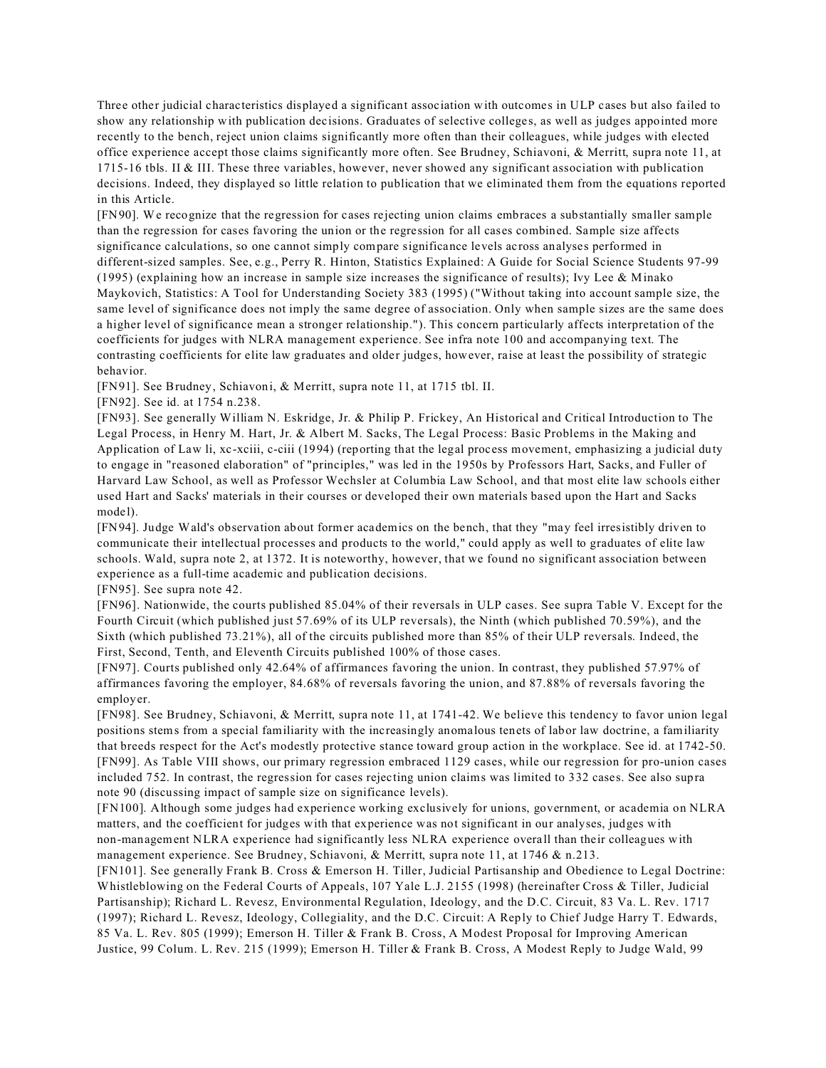Three other judicial characteristics displayed a significant association with outcomes in ULP cases but also failed to show any relationship with publication decisions. Graduates of selective colleges, as well as judges appointed more recently to the bench, reject union claims significantly more often than their colleagues, while judges with elected office experience accept those claims significantly more often. See Brudney, Schiavoni, & Merritt, supra note 11, at 1715-16 tbls. II & III. These three variables, however, never showed any significant association with publication decisions. Indeed, they displayed so little relation to publication that we eliminated them from the equations reported in this Article.

[FN90]. We recognize that the regression for cases rejecting union claims embraces a substantially smaller sample than the regression for cases favoring the union or the regression for all cases combined. Sample size affects significance calculations, so one cannot simply compare significance levels across analyses performed in different-sized samples. See, e.g., Perry R. Hinton, Statistics Explained: A Guide for Social Science Students 97-99 (1995) (explaining how an increase in sample size increases the significance of results); Ivy Lee & Minako Maykovich, Statistics: A Tool for Understanding Society 383 (1995) ("Without taking into account sample size, the same level of significance does not imply the same degree of association. Only when sample sizes are the same does a higher level of significance mean a stronger relationship."). This concern particularly affects interpretation of the coefficients for judges with NLRA management experience. See infra note 100 and accompanying text. The contrasting coefficients for elite law graduates and older judges, however, raise at least the possibility of strategic behavior.

[FN91]. See Brudney, Schiavoni, & Merritt, supra note 11, at 1715 tbl. II.

[FN92]. See id. at 1754 n.238.

[FN93]. See generally William N. Eskridge, Jr. & Philip P. Frickey, An Historical and Critical Introduction to The Legal Process, in Henry M. Hart, Jr. & Albert M. Sacks, The Legal Process: Basic Problems in the Making and Application of Law li, xc-xciii, c-ciii (1994) (reporting that the legal process movement, emphasizing a judicial duty to engage in "reasoned elaboration" of "principles," was led in the 1950s by Professors Hart, Sacks, and Fuller of Harvard Law School, as well as Professor Wechsler at Columbia Law School, and that most elite law schools either used Hart and Sacks' materials in their courses or developed their own materials based upon the Hart and Sacks model).

[FN94]. Judge Wald's observation about former academics on the bench, that they "may feel irresistibly driven to communicate their intellectual processes and products to the world," could apply as well to graduates of elite law schools. Wald, supra note 2, at 1372. It is noteworthy, however, that we found no significant association between experience as a full-time academic and publication decisions.

[FN95]. See supra note 42.

[FN96]. Nationwide, the courts published 85.04% of their reversals in ULP cases. See supra Table V. Except for the Fourth Circuit (which published just 57.69% of its ULP reversals), the Ninth (which published 70.59%), and the Sixth (which published 73.21%), all of the circuits published more than 85% of their ULP reversals. Indeed, the First, Second, Tenth, and Eleventh Circuits published 100% of those cases.

[FN97]. Courts published only 42.64% of affirmances favoring the union. In contrast, they published 57.97% of affirmances favoring the employer, 84.68% of reversals favoring the union, and 87.88% of reversals favoring the employer.

[FN98]. See Brudney, Schiavoni, & Merritt, supra note 11, at 1741-42. We believe this tendency to favor union legal positions stems from a special familiarity with the increasingly anomalous tenets of labor law doctrine, a familiarity that breeds respect for the Act's modestly protective stance toward group action in the workplace. See id. at 1742-50.

[FN99]. As Table VIII shows, our primary regression embraced 1129 cases, while our regression for pro-union cases included 752. In contrast, the regression for cases rejecting union claims was limited to 332 cases. See also supra note 90 (discussing impact of sample size on significance levels).

[FN100]. Although some judges had experience working exclusively for unions, government, or academia on NLRA matters, and the coefficient for judges with that experience was not significant in our analyses, judges with non-management NLRA experience had significantly less NLRA experience overall than their colleagues with management experience. See Brudney, Schiavoni, & Merritt, supra note 11, at 1746 & n.213.

[FN101]. See generally Frank B. Cross & Emerson H. Tiller, Judicial Partisanship and Obedience to Legal Doctrine: Whistleblowing on the Federal Courts of Appeals, 107 Yale L.J. 2155 (1998) (hereinafter Cross & Tiller, Judicial Partisanship); Richard L. Revesz, Environmental Regulation, Ideology, and the D.C. Circuit, 83 Va. L. Rev. 1717 (1997); Richard L. Revesz, Ideology, Collegiality, and the D.C. Circuit: A Reply to Chief Judge Harry T. Edwards, 85 Va. L. Rev. 805 (1999); Emerson H. Tiller & Frank B. Cross, A Modest Proposal for Improving American Justice, 99 Colum. L. Rev. 215 (1999); Emerson H. Tiller & Frank B. Cross, A Modest Reply to Judge Wald, 99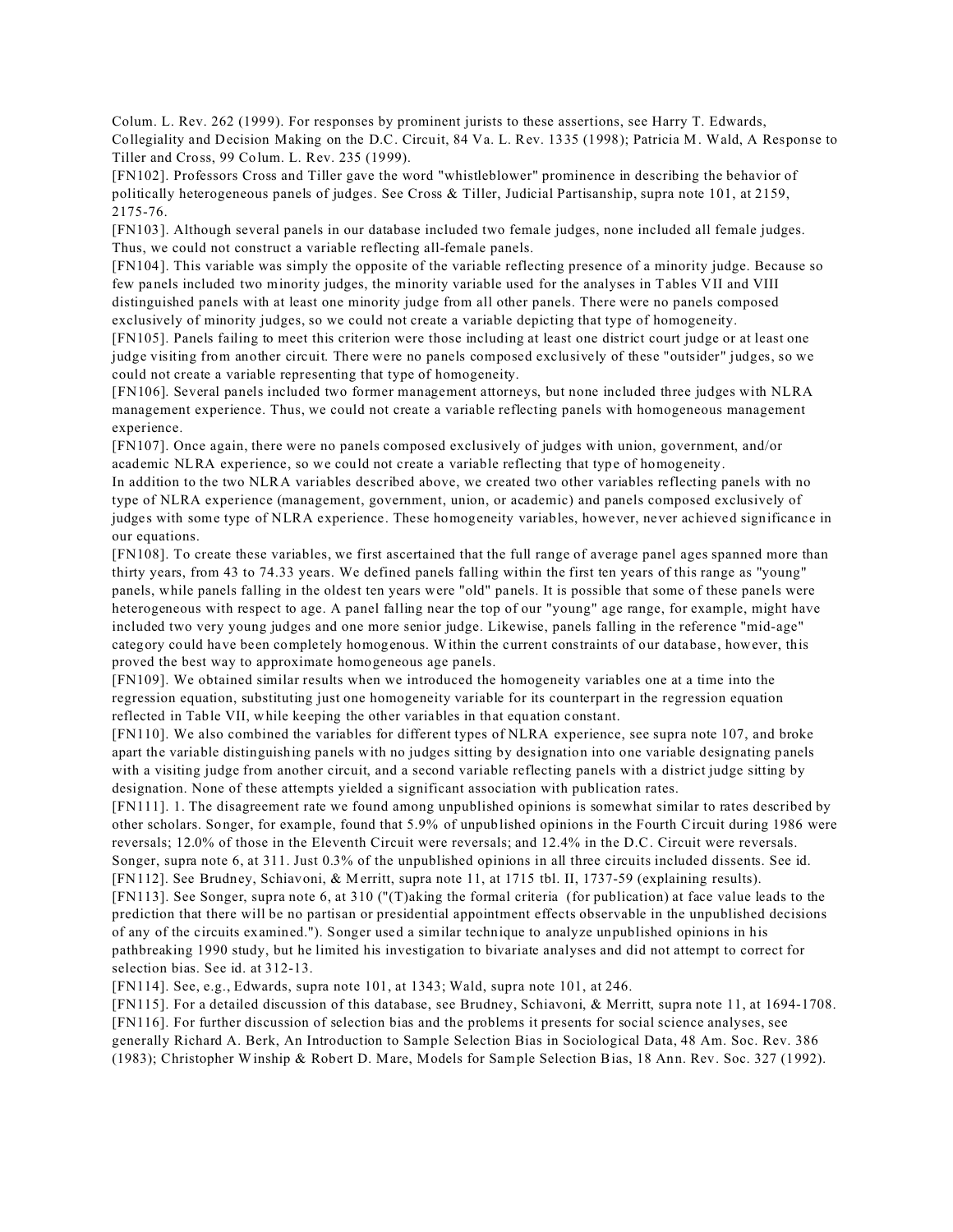Colum. L. Rev. 262 (1999). For responses by prominent jurists to these assertions, see Harry T. Edwards, Collegiality and Decision Making on the D.C. Circuit, 84 Va. L. Rev. 1335 (1998); Patricia M. Wald, A Response to Tiller and Cross, 99 Colum. L. Rev. 235 (1999).

[FN102]. Professors Cross and Tiller gave the word "whistleblower" prominence in describing the behavior of politically heterogeneous panels of judges. See Cross & Tiller, Judicial Partisanship, supra note 101, at 2159, 2175-76.

[FN103]. Although several panels in our database included two female judges, none included all female judges. Thus, we could not construct a variable reflecting all-female panels.

[FN104]. This variable was simply the opposite of the variable reflecting presence of a minority judge. Because so few panels included two minority judges, the minority variable used for the analyses in Tables VII and VIII distinguished panels with at least one minority judge from all other panels. There were no panels composed exclusively of minority judges, so we could not create a variable depicting that type of homogeneity.

[FN105]. Panels failing to meet this criterion were those including at least one district court judge or at least one judge visiting from another circuit. There were no panels composed exclusively of these "outsider" judges, so we could not create a variable representing that type of homogeneity.

[FN106]. Several panels included two former management attorneys, but none included three judges with NLRA management experience. Thus, we could not create a variable reflecting panels with homogeneous management experience.

[FN107]. Once again, there were no panels composed exclusively of judges with union, government, and/or academic NLRA experience, so we could not create a variable reflecting that type of homogeneity.

In addition to the two NLRA variables described above, we created two other variables reflecting panels with no type of NLRA experience (management, government, union, or academic) and panels composed exclusively of judges with some type of NLRA experience. These homogeneity variables, however, never achieved significance in our equations.

[FN108]. To create these variables, we first ascertained that the full range of average panel ages spanned more than thirty years, from 43 to 74.33 years. We defined panels falling within the first ten years of this range as "young" panels, while panels falling in the oldest ten years were "old" panels. It is possible that some of these panels were heterogeneous with respect to age. A panel falling near the top of our "young" age range, for example, might have included two very young judges and one more senior judge. Likewise, panels falling in the reference "mid-age" category could have been completely homogenous. Within the current constraints of our database, however, this proved the best way to approximate homogeneous age panels.

[FN109]. We obtained similar results when we introduced the homogeneity variables one at a time into the regression equation, substituting just one homogeneity variable for its counterpart in the regression equation reflected in Table VII, while keeping the other variables in that equation constant.

[FN110]. We also combined the variables for different types of NLRA experience, see supra note 107, and broke apart the variable distinguishing panels with no judges sitting by designation into one variable designating panels with a visiting judge from another circuit, and a second variable reflecting panels with a district judge sitting by designation. None of these attempts yielded a significant association with publication rates.

[FN111]. 1. The disagreement rate we found among unpublished opinions is somewhat similar to rates described by other scholars. Songer, for example, found that 5.9% of unpublished opinions in the Fourth Circuit during 1986 were reversals; 12.0% of those in the Eleventh Circuit were reversals; and 12.4% in the D.C. Circuit were reversals. Songer, supra note 6, at 311. Just 0.3% of the unpublished opinions in all three circuits included dissents. See id.

[FN112]. See Brudney, Schiavoni, & Merritt, supra note 11, at 1715 tbl. II, 1737-59 (explaining results).

[FN113]. See Songer, supra note 6, at 310 ("(T)aking the formal criteria (for publication) at face value leads to the prediction that there will be no partisan or presidential appointment effects observable in the unpublished decisions of any of the circuits examined."). Songer used a similar technique to analyze unpublished opinions in his pathbreaking 1990 study, but he limited his investigation to bivariate analyses and did not attempt to correct for selection bias. See id. at 312-13.

[FN114]. See, e.g., Edwards, supra note 101, at 1343; Wald, supra note 101, at 246.

[FN115]. For a detailed discussion of this database, see Brudney, Schiavoni, & Merritt, supra note 11, at 1694-1708.

[FN116]. For further discussion of selection bias and the problems it presents for social science analyses, see generally Richard A. Berk, An Introduction to Sample Selection Bias in Sociological Data, 48 Am. Soc. Rev. 386 (1983); Christopher Winship & Robert D. Mare, Models for Sample Selection Bias, 18 Ann. Rev. Soc. 327 (1992).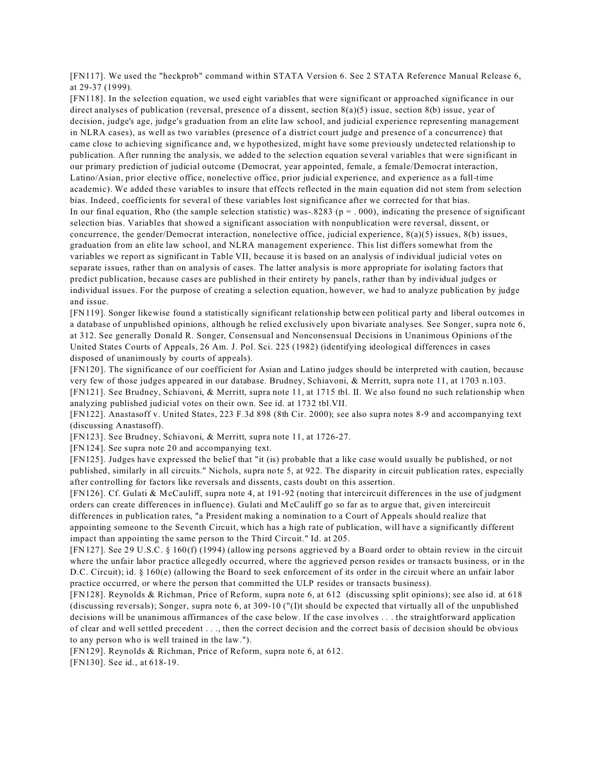[FN117]. We used the "heckprob" command within STATA Version 6. See 2 STATA Reference Manual Release 6, at 29-37 (1999).

[FN118]. In the selection equation, we used eight variables that were significant or approached significance in our direct analyses of publication (reversal, presence of a dissent, section 8(a)(5) issue, section 8(b) issue, year of decision, judge's age, judge's graduation from an elite law school, and judicial experience representing management in NLRA cases), as well as two variables (presence of a district court judge and presence of a concurrence) that came close to achieving significance and, we hypothesized, might have some previously undetected relationship to publication. After running the analysis, we added to the selection equation several variables that were significant in our primary prediction of judicial outcome (Democrat, year appointed, female, a female/Democrat interaction, Latino/Asian, prior elective office, nonelective office, prior judicial experience, and experience as a full-time academic). We added these variables to insure that effects reflected in the main equation did not stem from selection bias. Indeed, coefficients for several of these variables lost significance after we corrected for that bias.

In our final equation, Rho (the sample selection statistic) was-.8283 ($p = .000$), indicating the presence of significant selection bias. Variables that showed a significant association with nonpublication were reversal, dissent, or concurrence, the gender/Democrat interaction, nonelective office, judicial experience, 8(a)(5) issues, 8(b) issues, graduation from an elite law school, and NLRA management experience. This list differs somewhat from the variables we report as significant in Table VII, because it is based on an analysis of individual judicial votes on separate issues, rather than on analysis of cases. The latter analysis is more appropriate for isolating factors that predict publication, because cases are published in their entirety by panels, rather than by individual judges or individual issues. For the purpose of creating a selection equation, however, we had to analyze publication by judge and issue.

[FN119]. Songer likewise found a statistically significant relationship between political party and liberal outcomes in a database of unpublished opinions, although he relied exclusively upon bivariate analyses. See Songer, supra note 6, at 312. See generally Donald R. Songer, Consensual and Nonconsensual Decisions in Unanimous Opinions of the United States Courts of Appeals, 26 Am. J. Pol. Sci. 225 (1982) (identifying ideological differences in cases disposed of unanimously by courts of appeals).

[FN120]. The significance of our coefficient for Asian and Latino judges should be interpreted with caution, because very few of those judges appeared in our database. Brudney, Schiavoni, & Merritt, supra note 11, at 1703 n.103.

[FN121]. See Brudney, Schiavoni, & Merritt, supra note 11, at 1715 tbl. II. We also found no such relationship when analyzing published judicial votes on their own. See id. at 1732 tbl.VII.

[FN122]. Anastasoff v. United States, 223 F.3d 898 (8th Cir. 2000); see also supra notes 8-9 and accompanying text (discussing Anastasoff).

[FN123]. See Brudney, Schiavoni, & Merritt, supra note 11, at 1726-27.

[FN124]. See supra note 20 and accompanying text.

[FN125]. Judges have expressed the belief that "it (is) probable that a like case would usually be published, or not published, similarly in all circuits." Nichols, supra note 5, at 922. The disparity in circuit publication rates, especially after controlling for factors like reversals and dissents, casts doubt on this assertion.

[FN126]. Cf. Gulati & McCauliff, supra note 4, at 191-92 (noting that intercircuit differences in the use of judgment orders can create differences in influence). Gulati and McCauliff go so far as to argue that, given intercircuit differences in publication rates, "a President making a nomination to a Court of Appeals should realize that appointing someone to the Seventh Circuit, which has a high rate of publication, will have a significantly different impact than appointing the same person to the Third Circuit." Id. at 205.

[FN127]. See 29 U.S.C. § 160(f) (1994) (allowing persons aggrieved by a Board order to obtain review in the circuit where the unfair labor practice allegedly occurred, where the aggrieved person resides or transacts business, or in the D.C. Circuit); id. § 160(e) (allowing the Board to seek enforcement of its order in the circuit where an unfair labor practice occurred, or where the person that committed the ULP resides or transacts business).

[FN128]. Reynolds & Richman, Price of Reform, supra note 6, at 612 (discussing split opinions); see also id. at 618 (discussing reversals); Songer, supra note 6, at 309-10 ("(I)t should be expected that virtually all of the unpublished decisions will be unanimous affirmances of the case below. If the case involves . . . the straightforward application of clear and well settled precedent . . ., then the correct decision and the correct basis of decision should be obvious to any person who is well trained in the law.").

[FN129]. Reynolds & Richman, Price of Reform, supra note 6, at 612.

[FN130]. See id., at 618-19.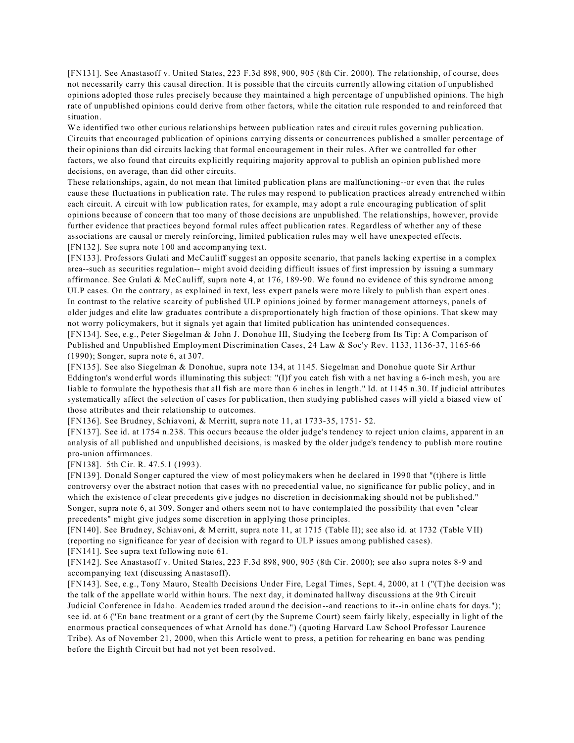[FN131]. See Anastasoff v. United States, 223 F.3d 898, 900, 905 (8th Cir. 2000). The relationship, of course, does not necessarily carry this causal direction. It is possible that the circuits currently allowing citation of unpublished opinions adopted those rules precisely because they maintained a high percentage of unpublished opinions. The high rate of unpublished opinions could derive from other factors, while the citation rule responded to and reinforced that situation.

We identified two other curious relationships between publication rates and circuit rules governing publication. Circuits that encouraged publication of opinions carrying dissents or concurrences published a smaller percentage of their opinions than did circuits lacking that formal encouragement in their rules. After we controlled for other factors, we also found that circuits explicitly requiring majority approval to publish an opinion published more decisions, on average, than did other circuits.

These relationships, again, do not mean that limited publication plans are malfunctioning--or even that the rules cause these fluctuations in publication rate. The rules may respond to publication practices already entrenched within each circuit. A circuit with low publication rates, for example, may adopt a rule encouraging publication of split opinions because of concern that too many of those decisions are unpublished. The relationships, however, provide further evidence that practices beyond formal rules affect publication rates. Regardless of whether any of these associations are causal or merely reinforcing, limited publication rules may well have unexpected effects.

[FN132]. See supra note 100 and accompanying text.

[FN133]. Professors Gulati and McCauliff suggest an opposite scenario, that panels lacking expertise in a complex area--such as securities regulation-- might avoid deciding difficult issues of first impression by issuing a summary affirmance. See Gulati & McCauliff, supra note 4, at 176, 189-90. We found no evidence of this syndrome among ULP cases. On the contrary, as explained in text, less expert panels were more likely to publish than expert ones.

In contrast to the relative scarcity of published ULP opinions joined by former management attorneys, panels of older judges and elite law graduates contribute a disproportionately high fraction of those opinions. That skew may not worry policymakers, but it signals yet again that limited publication has unintended consequences.

[FN134]. See, e.g., Peter Siegelman & John J. Donohue III, Studying the Iceberg from Its Tip: A Comparison of Published and Unpublished Employment Discrimination Cases, 24 Law & Soc'y Rev. 1133, 1136-37, 1165-66 (1990); Songer, supra note 6, at 307.

[FN135]. See also Siegelman & Donohue, supra note 134, at 1145. Siegelman and Donohue quote Sir Arthur Eddington's wonderful words illuminating this subject: "(I)f you catch fish with a net having a 6-inch mesh, you are liable to formulate the hypothesis that all fish are more than 6 inches in length." Id. at 1145 n.30. If judicial attributes systematically affect the selection of cases for publication, then studying published cases will yield a biased view of those attributes and their relationship to outcomes.

[FN136]. See Brudney, Schiavoni, & Merritt, supra note 11, at 1733-35, 1751- 52.

[FN137]. See id. at 1754 n.238. This occurs because the older judge's tendency to reject union claims, apparent in an analysis of all published and unpublished decisions, is masked by the older judge's tendency to publish more routine pro-union affirmances.

[FN138]. 5th Cir. R. 47.5.1 (1993).

[FN139]. Donald Songer captured the view of most policymakers when he declared in 1990 that "(t)here is little controversy over the abstract notion that cases with no precedential value, no significance for public policy, and in which the existence of clear precedents give judges no discretion in decisionmaking should not be published." Songer, supra note 6, at 309. Songer and others seem not to have contemplated the possibility that even "clear precedents" might give judges some discretion in applying those principles.

[FN140]. See Brudney, Schiavoni, & Merritt, supra note 11, at 1715 (Table II); see also id. at 1732 (Table VII) (reporting no significance for year of decision with regard to ULP issues among published cases).

[FN141]. See supra text following note 61.

[FN142]. See Anastasoff v. United States, 223 F.3d 898, 900, 905 (8th Cir. 2000); see also supra notes 8-9 and accompanying text (discussing Anastasoff).

[FN143]. See, e.g., Tony Mauro, Stealth Decisions Under Fire, Legal Times, Sept. 4, 2000, at 1 ("(T)he decision was the talk of the appellate world within hours. The next day, it dominated hallway discussions at the 9th Circuit Judicial Conference in Idaho. Academics traded around the decision--and reactions to it--in online chats for days."); see id. at 6 ("En banc treatment or a grant of cert (by the Supreme Court) seem fairly likely, especially in light of the enormous practical consequences of what Arnold has done.") (quoting Harvard Law School Professor Laurence Tribe). As of November 21, 2000, when this Article went to press, a petition for rehearing en banc was pending before the Eighth Circuit but had not yet been resolved.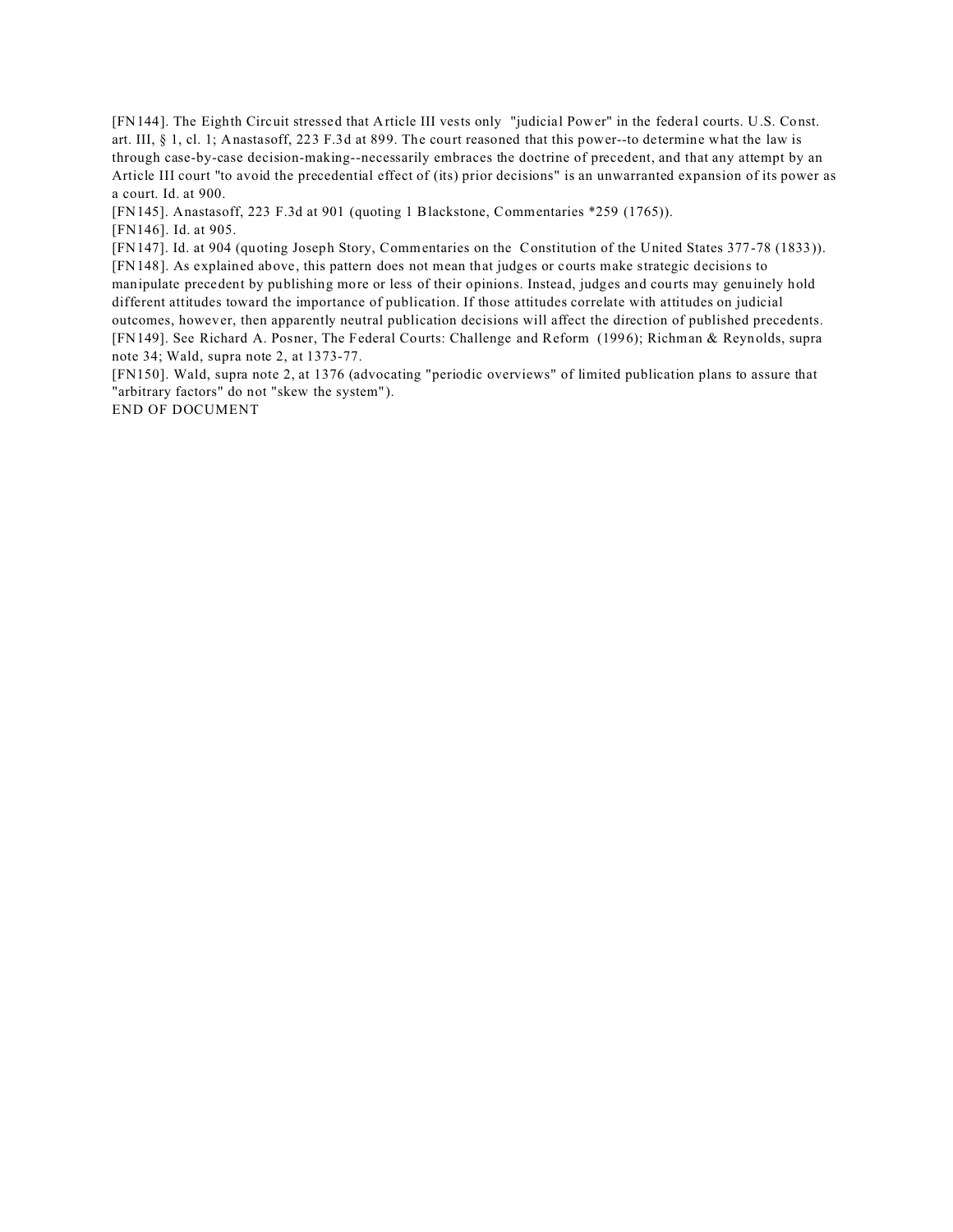[FN144]. The Eighth Circuit stressed that Article III vests only "judicial Power" in the federal courts. U.S. Const. art. III, § 1, cl. 1; Anastasoff, 223 F.3d at 899. The court reasoned that this power--to determine what the law is through case-by-case decision-making--necessarily embraces the doctrine of precedent, and that any attempt by an Article III court "to avoid the precedential effect of (its) prior decisions" is an unwarranted expansion of its power as a court. Id. at 900.

[FN145]. Anastasoff, 223 F.3d at 901 (quoting 1 Blackstone, Commentaries *259 (1765)).

[FN146]. Id. at 905.

[FN147]. Id. at 904 (quoting Joseph Story, Commentaries on the Constitution of the United States 377-78 (1833)).

[FN148]. As explained above, this pattern does not mean that judges or courts make strategic decisions to manipulate precedent by publishing more or less of their opinions. Instead, judges and courts may genuinely hold different attitudes toward the importance of publication. If those attitudes correlate with attitudes on judicial outcomes, however, then apparently neutral publication decisions will affect the direction of published precedents.

[FN149]. See Richard A. Posner, The Federal Courts: Challenge and Reform (1996); Richman & Reynolds, supra note 34; Wald, supra note 2, at 1373-77.

[FN150]. Wald, supra note 2, at 1376 (advocating "periodic overviews" of limited publication plans to assure that "arbitrary factors" do not "skew the system").

END OF DOCUMENT